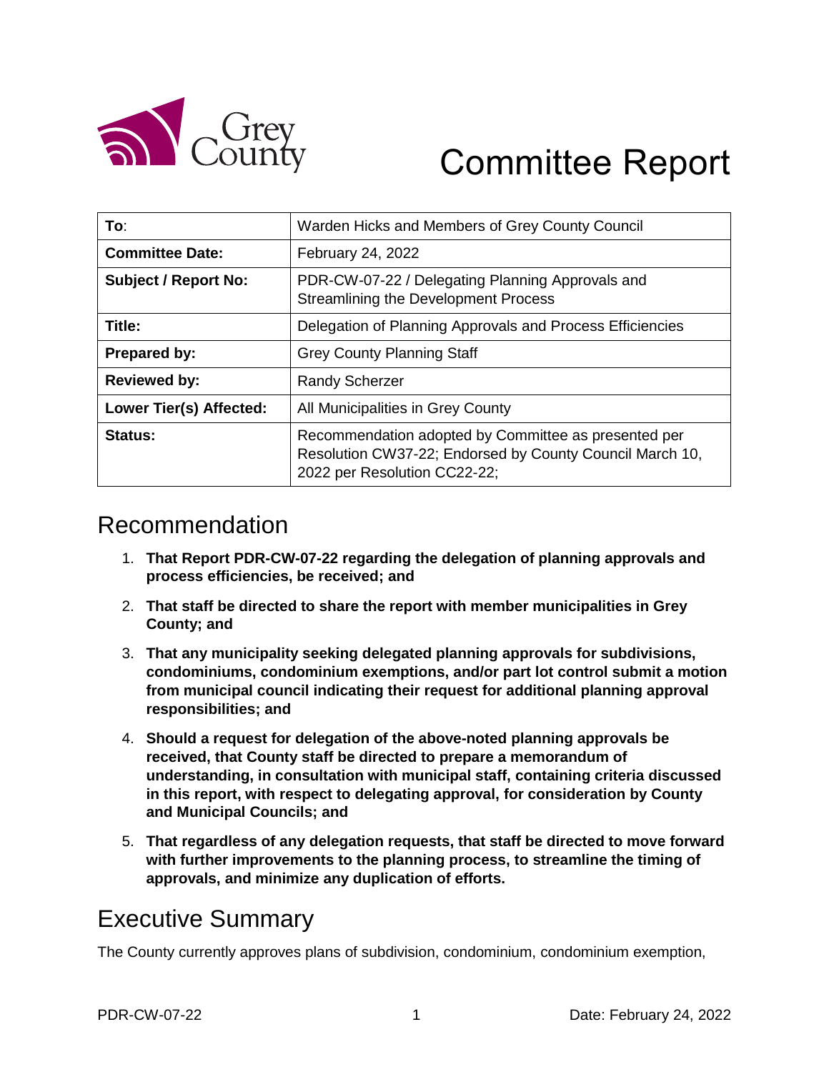# Committee Report

| To: | Warden Hicks and Members of Grey County Council |
|---|---|
| **Committee Date:** | February 24, 2022 |
| **Subject / Report No:** | PDR-CW-07-22 / Delegating Planning Approvals and Streamlining the Development Process |
| **Title:** | Delegation of Planning Approvals and Process Efficiencies |
| **Prepared by:** | Grey County Planning Staff |
| **Reviewed by:** | Randy Scherzer |
| **Lower Tier(s) Affected:** | All Municipalities in Grey County |
| **Status:** | Recommendation adopted by Committee as presented per Resolution CW37-22; Endorsed by County Council March 10, 2022 per Resolution CC22-22; |

## Recommendation

1. **That Report PDR-CW-07-22 regarding the delegation of planning approvals and process efficiencies, be received; and**
2. **That staff be directed to share the report with member municipalities in Grey County; and**
3. **That any municipality seeking delegated planning approvals for subdivisions, condominiums, condominium exemptions, and/or part lot control submit a motion from municipal council indicating their request for additional planning approval responsibilities; and**
4. **Should a request for delegation of the above-noted planning approvals be received, that County staff be directed to prepare a memorandum of understanding, in consultation with municipal staff, containing criteria discussed in this report, with respect to delegating approval, for consideration by County and Municipal Councils; and**
5. **That regardless of any delegation requests, that staff be directed to move forward with further improvements to the planning process, to streamline the timing of approvals, and minimize any duplication of efforts.**

## Executive Summary

The County currently approves plans of subdivision, condominium, condominium exemption,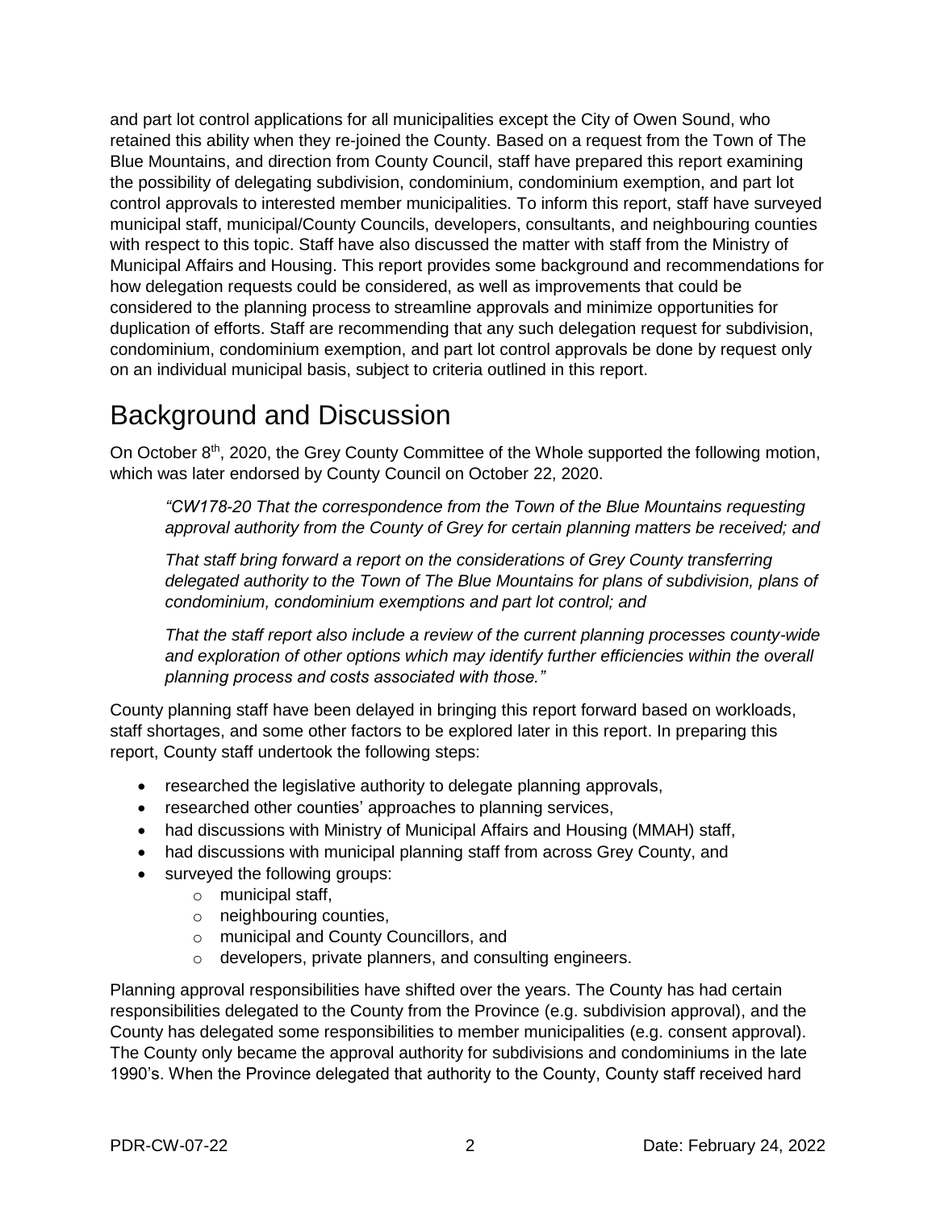and part lot control applications for all municipalities except the City of Owen Sound, who retained this ability when they re-joined the County. Based on a request from the Town of The Blue Mountains, and direction from County Council, staff have prepared this report examining the possibility of delegating subdivision, condominium, condominium exemption, and part lot control approvals to interested member municipalities. To inform this report, staff have surveyed municipal staff, municipal/County Councils, developers, consultants, and neighbouring counties with respect to this topic. Staff have also discussed the matter with staff from the Ministry of Municipal Affairs and Housing. This report provides some background and recommendations for how delegation requests could be considered, as well as improvements that could be considered to the planning process to streamline approvals and minimize opportunities for duplication of efforts. Staff are recommending that any such delegation request for subdivision, condominium, condominium exemption, and part lot control approvals be done by request only on an individual municipal basis, subject to criteria outlined in this report.

# Background and Discussion

On October 8th, 2020, the Grey County Committee of the Whole supported the following motion, which was later endorsed by County Council on October 22, 2020.

> *"CW178-20 That the correspondence from the Town of the Blue Mountains requesting approval authority from the County of Grey for certain planning matters be received; and*
>
> *That staff bring forward a report on the considerations of Grey County transferring delegated authority to the Town of The Blue Mountains for plans of subdivision, plans of condominium, condominium exemptions and part lot control; and*
>
> *That the staff report also include a review of the current planning processes county-wide and exploration of other options which may identify further efficiencies within the overall planning process and costs associated with those."*

County planning staff have been delayed in bringing this report forward based on workloads, staff shortages, and some other factors to be explored later in this report. In preparing this report, County staff undertook the following steps:

- researched the legislative authority to delegate planning approvals,
- researched other counties' approaches to planning services,
- had discussions with Ministry of Municipal Affairs and Housing (MMAH) staff,
- had discussions with municipal planning staff from across Grey County, and
- surveyed the following groups:
  - municipal staff,
  - neighbouring counties,
  - municipal and County Councillors, and
  - developers, private planners, and consulting engineers.

Planning approval responsibilities have shifted over the years. The County has had certain responsibilities delegated to the County from the Province (e.g. subdivision approval), and the County has delegated some responsibilities to member municipalities (e.g. consent approval). The County only became the approval authority for subdivisions and condominiums in the late 1990's. When the Province delegated that authority to the County, County staff received hard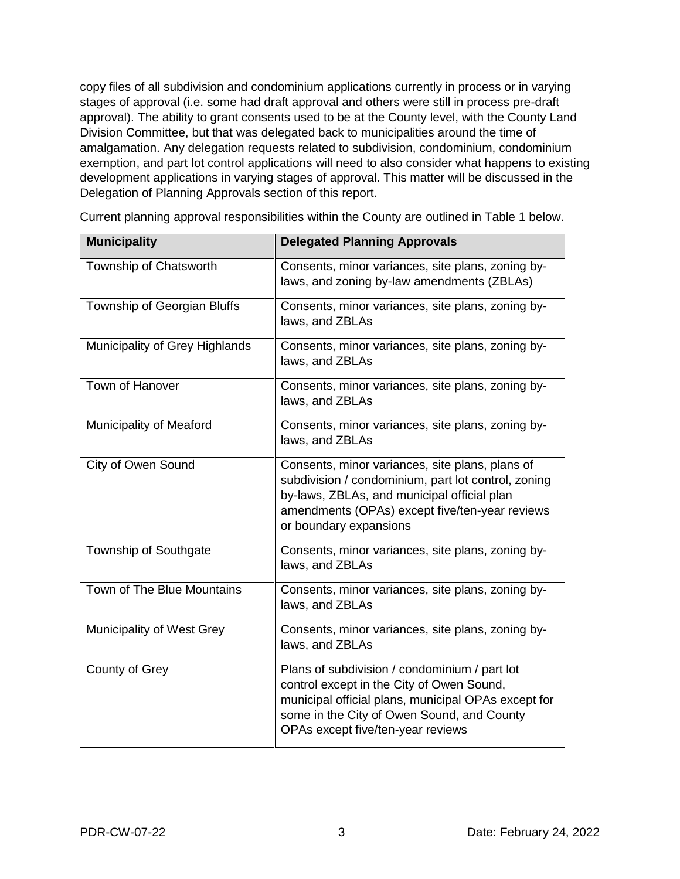copy files of all subdivision and condominium applications currently in process or in varying stages of approval (i.e. some had draft approval and others were still in process pre-draft approval). The ability to grant consents used to be at the County level, with the County Land Division Committee, but that was delegated back to municipalities around the time of amalgamation. Any delegation requests related to subdivision, condominium, condominium exemption, and part lot control applications will need to also consider what happens to existing development applications in varying stages of approval. This matter will be discussed in the Delegation of Planning Approvals section of this report.

Current planning approval responsibilities within the County are outlined in Table 1 below.

| Municipality | Delegated Planning Approvals |
|---|---|
| Township of Chatsworth | Consents, minor variances, site plans, zoning by-laws, and zoning by-law amendments (ZBLAs) |
| Township of Georgian Bluffs | Consents, minor variances, site plans, zoning by-laws, and ZBLAs |
| Municipality of Grey Highlands | Consents, minor variances, site plans, zoning by-laws, and ZBLAs |
| Town of Hanover | Consents, minor variances, site plans, zoning by-laws, and ZBLAs |
| Municipality of Meaford | Consents, minor variances, site plans, zoning by-laws, and ZBLAs |
| City of Owen Sound | Consents, minor variances, site plans, plans of subdivision / condominium, part lot control, zoning by-laws, ZBLAs, and municipal official plan amendments (OPAs) except five/ten-year reviews or boundary expansions |
| Township of Southgate | Consents, minor variances, site plans, zoning by-laws, and ZBLAs |
| Town of The Blue Mountains | Consents, minor variances, site plans, zoning by-laws, and ZBLAs |
| Municipality of West Grey | Consents, minor variances, site plans, zoning by-laws, and ZBLAs |
| County of Grey | Plans of subdivision / condominium / part lot control except in the City of Owen Sound, municipal official plans, municipal OPAs except for some in the City of Owen Sound, and County OPAs except five/ten-year reviews |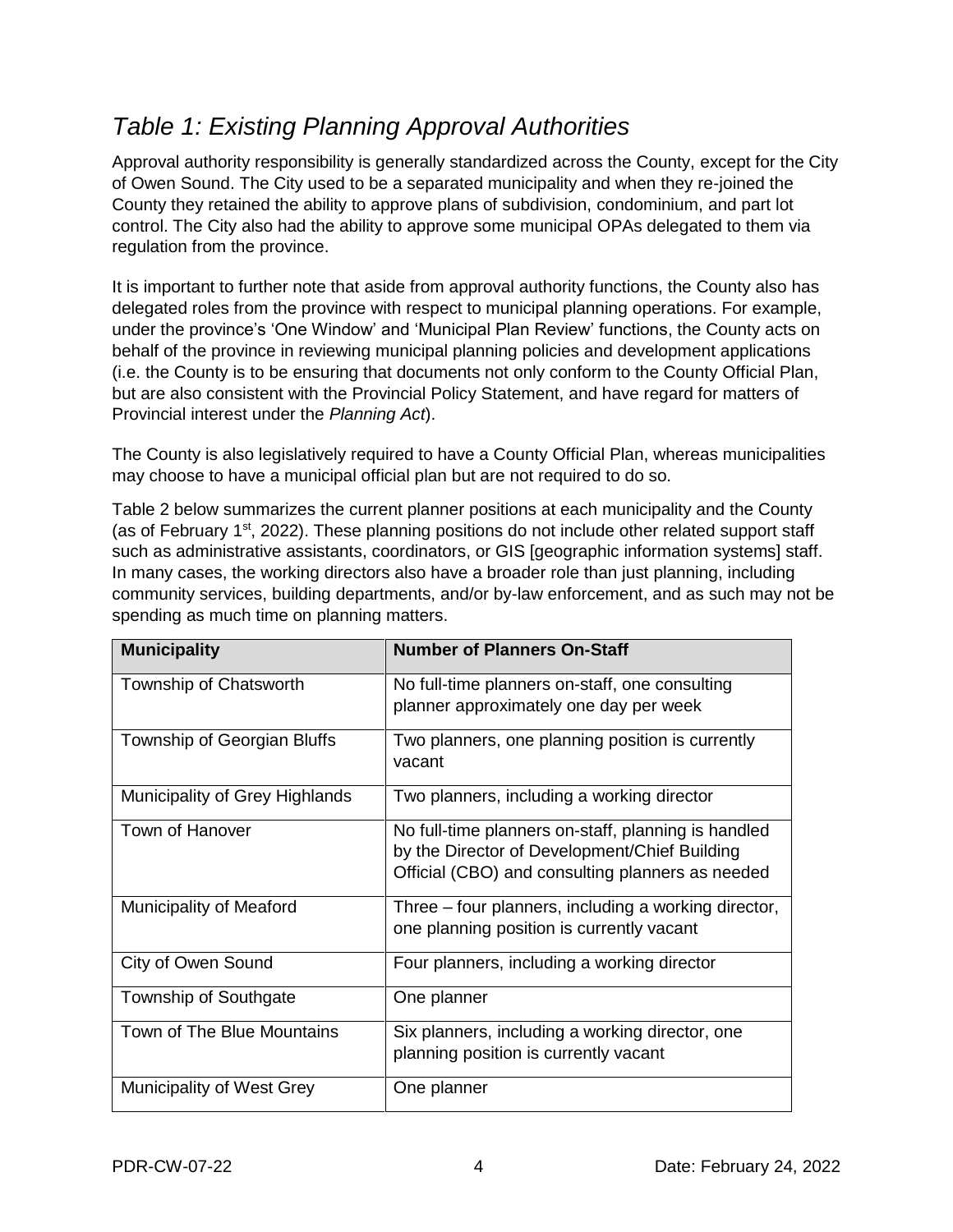## *Table 1: Existing Planning Approval Authorities*

Approval authority responsibility is generally standardized across the County, except for the City of Owen Sound. The City used to be a separated municipality and when they re-joined the County they retained the ability to approve plans of subdivision, condominium, and part lot control. The City also had the ability to approve some municipal OPAs delegated to them via regulation from the province.

It is important to further note that aside from approval authority functions, the County also has delegated roles from the province with respect to municipal planning operations. For example, under the province's 'One Window' and 'Municipal Plan Review' functions, the County acts on behalf of the province in reviewing municipal planning policies and development applications (i.e. the County is to be ensuring that documents not only conform to the County Official Plan, but are also consistent with the Provincial Policy Statement, and have regard for matters of Provincial interest under the *Planning Act*).

The County is also legislatively required to have a County Official Plan, whereas municipalities may choose to have a municipal official plan but are not required to do so.

Table 2 below summarizes the current planner positions at each municipality and the County (as of February 1st, 2022). These planning positions do not include other related support staff such as administrative assistants, coordinators, or GIS [geographic information systems] staff. In many cases, the working directors also have a broader role than just planning, including community services, building departments, and/or by-law enforcement, and as such may not be spending as much time on planning matters.

| Municipality | Number of Planners On-Staff |
| --- | --- |
| Township of Chatsworth | No full-time planners on-staff, one consulting planner approximately one day per week |
| Township of Georgian Bluffs | Two planners, one planning position is currently vacant |
| Municipality of Grey Highlands | Two planners, including a working director |
| Town of Hanover | No full-time planners on-staff, planning is handled by the Director of Development/Chief Building Official (CBO) and consulting planners as needed |
| Municipality of Meaford | Three – four planners, including a working director, one planning position is currently vacant |
| City of Owen Sound | Four planners, including a working director |
| Township of Southgate | One planner |
| Town of The Blue Mountains | Six planners, including a working director, one planning position is currently vacant |
| Municipality of West Grey | One planner |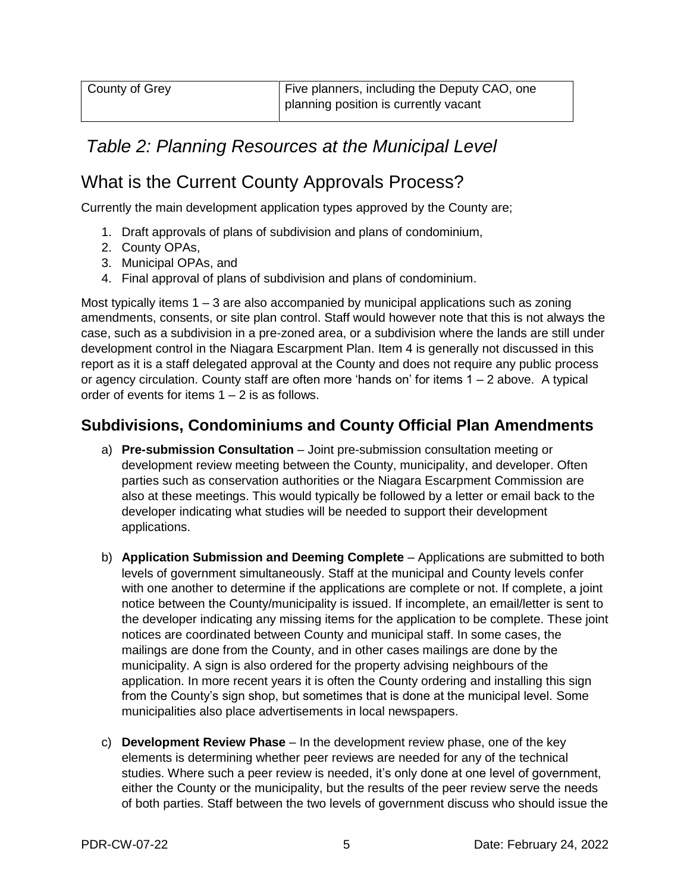| County of Grey | Five planners, including the Deputy CAO, one planning position is currently vacant |
| --- | --- |

*Table 2: Planning Resources at the Municipal Level*

## What is the Current County Approvals Process?

Currently the main development application types approved by the County are;

1. Draft approvals of plans of subdivision and plans of condominium,
2. County OPAs,
3. Municipal OPAs, and
4. Final approval of plans of subdivision and plans of condominium.

Most typically items 1 – 3 are also accompanied by municipal applications such as zoning amendments, consents, or site plan control. Staff would however note that this is not always the case, such as a subdivision in a pre-zoned area, or a subdivision where the lands are still under development control in the Niagara Escarpment Plan. Item 4 is generally not discussed in this report as it is a staff delegated approval at the County and does not require any public process or agency circulation. County staff are often more 'hands on' for items 1 – 2 above. A typical order of events for items 1 – 2 is as follows.

### Subdivisions, Condominiums and County Official Plan Amendments

a) **Pre-submission Consultation** – Joint pre-submission consultation meeting or development review meeting between the County, municipality, and developer. Often parties such as conservation authorities or the Niagara Escarpment Commission are also at these meetings. This would typically be followed by a letter or email back to the developer indicating what studies will be needed to support their development applications.

b) **Application Submission and Deeming Complete** – Applications are submitted to both levels of government simultaneously. Staff at the municipal and County levels confer with one another to determine if the applications are complete or not. If complete, a joint notice between the County/municipality is issued. If incomplete, an email/letter is sent to the developer indicating any missing items for the application to be complete. These joint notices are coordinated between County and municipal staff. In some cases, the mailings are done from the County, and in other cases mailings are done by the municipality. A sign is also ordered for the property advising neighbours of the application. In more recent years it is often the County ordering and installing this sign from the County's sign shop, but sometimes that is done at the municipal level. Some municipalities also place advertisements in local newspapers.

c) **Development Review Phase** – In the development review phase, one of the key elements is determining whether peer reviews are needed for any of the technical studies. Where such a peer review is needed, it's only done at one level of government, either the County or the municipality, but the results of the peer review serve the needs of both parties. Staff between the two levels of government discuss who should issue the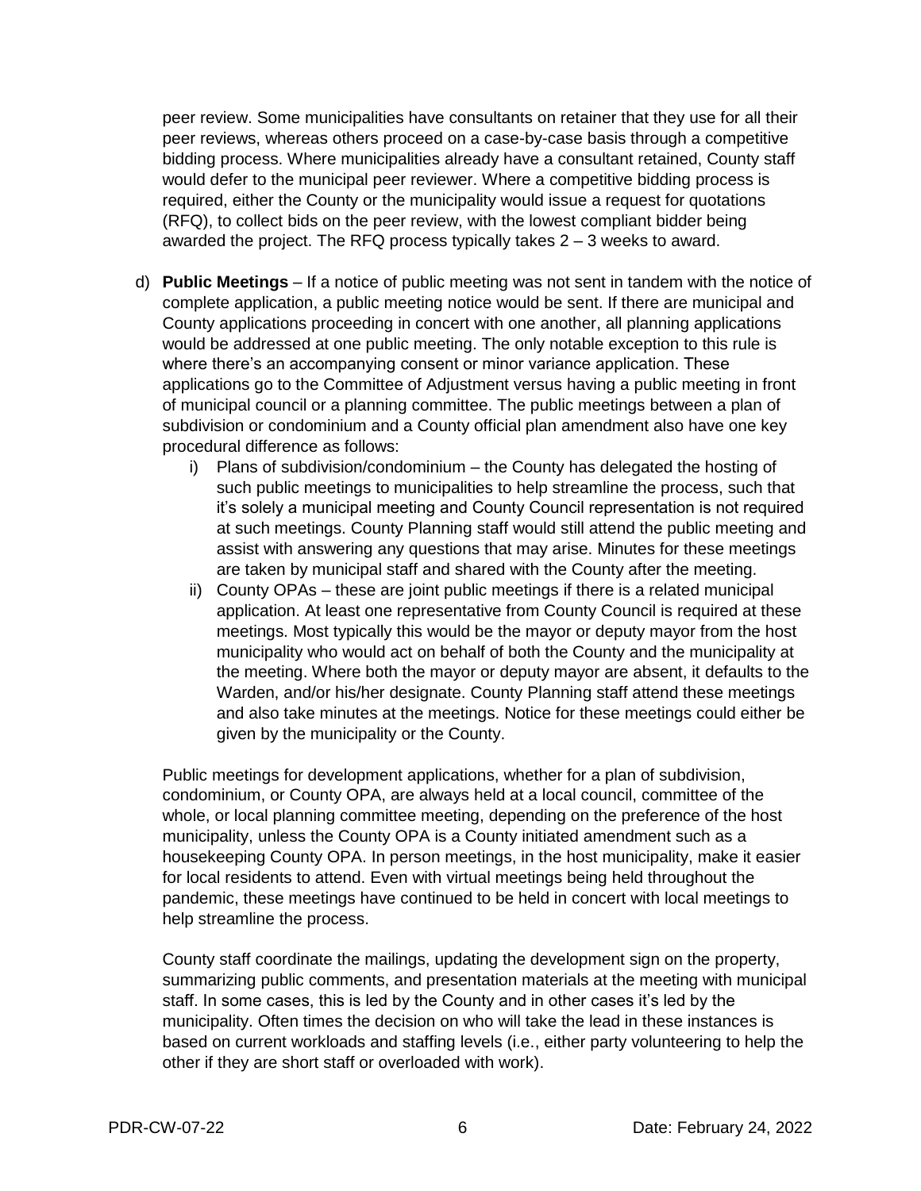peer review. Some municipalities have consultants on retainer that they use for all their peer reviews, whereas others proceed on a case-by-case basis through a competitive bidding process. Where municipalities already have a consultant retained, County staff would defer to the municipal peer reviewer. Where a competitive bidding process is required, either the County or the municipality would issue a request for quotations (RFQ), to collect bids on the peer review, with the lowest compliant bidder being awarded the project. The RFQ process typically takes 2 – 3 weeks to award.

d) **Public Meetings** – If a notice of public meeting was not sent in tandem with the notice of complete application, a public meeting notice would be sent. If there are municipal and County applications proceeding in concert with one another, all planning applications would be addressed at one public meeting. The only notable exception to this rule is where there's an accompanying consent or minor variance application. These applications go to the Committee of Adjustment versus having a public meeting in front of municipal council or a planning committee. The public meetings between a plan of subdivision or condominium and a County official plan amendment also have one key procedural difference as follows:

   i) Plans of subdivision/condominium – the County has delegated the hosting of such public meetings to municipalities to help streamline the process, such that it's solely a municipal meeting and County Council representation is not required at such meetings. County Planning staff would still attend the public meeting and assist with answering any questions that may arise. Minutes for these meetings are taken by municipal staff and shared with the County after the meeting.

   ii) County OPAs – these are joint public meetings if there is a related municipal application. At least one representative from County Council is required at these meetings. Most typically this would be the mayor or deputy mayor from the host municipality who would act on behalf of both the County and the municipality at the meeting. Where both the mayor or deputy mayor are absent, it defaults to the Warden, and/or his/her designate. County Planning staff attend these meetings and also take minutes at the meetings. Notice for these meetings could either be given by the municipality or the County.

Public meetings for development applications, whether for a plan of subdivision, condominium, or County OPA, are always held at a local council, committee of the whole, or local planning committee meeting, depending on the preference of the host municipality, unless the County OPA is a County initiated amendment such as a housekeeping County OPA. In person meetings, in the host municipality, make it easier for local residents to attend. Even with virtual meetings being held throughout the pandemic, these meetings have continued to be held in concert with local meetings to help streamline the process.

County staff coordinate the mailings, updating the development sign on the property, summarizing public comments, and presentation materials at the meeting with municipal staff. In some cases, this is led by the County and in other cases it's led by the municipality. Often times the decision on who will take the lead in these instances is based on current workloads and staffing levels (i.e., either party volunteering to help the other if they are short staff or overloaded with work).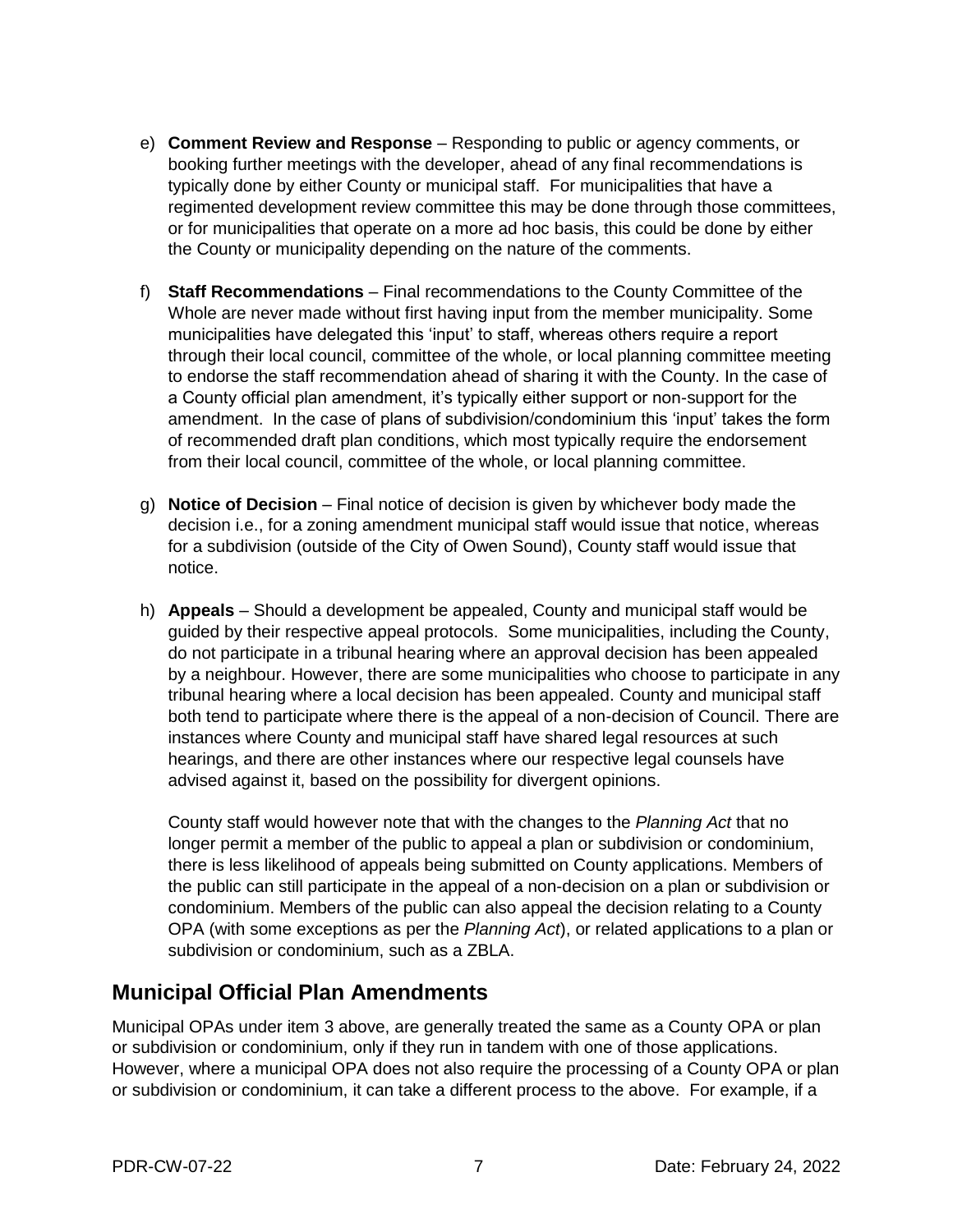e) **Comment Review and Response** – Responding to public or agency comments, or booking further meetings with the developer, ahead of any final recommendations is typically done by either County or municipal staff. For municipalities that have a regimented development review committee this may be done through those committees, or for municipalities that operate on a more ad hoc basis, this could be done by either the County or municipality depending on the nature of the comments.

f) **Staff Recommendations** – Final recommendations to the County Committee of the Whole are never made without first having input from the member municipality. Some municipalities have delegated this 'input' to staff, whereas others require a report through their local council, committee of the whole, or local planning committee meeting to endorse the staff recommendation ahead of sharing it with the County. In the case of a County official plan amendment, it's typically either support or non-support for the amendment. In the case of plans of subdivision/condominium this 'input' takes the form of recommended draft plan conditions, which most typically require the endorsement from their local council, committee of the whole, or local planning committee.

g) **Notice of Decision** – Final notice of decision is given by whichever body made the decision i.e., for a zoning amendment municipal staff would issue that notice, whereas for a subdivision (outside of the City of Owen Sound), County staff would issue that notice.

h) **Appeals** – Should a development be appealed, County and municipal staff would be guided by their respective appeal protocols. Some municipalities, including the County, do not participate in a tribunal hearing where an approval decision has been appealed by a neighbour. However, there are some municipalities who choose to participate in any tribunal hearing where a local decision has been appealed. County and municipal staff both tend to participate where there is the appeal of a non-decision of Council. There are instances where County and municipal staff have shared legal resources at such hearings, and there are other instances where our respective legal counsels have advised against it, based on the possibility for divergent opinions.

   County staff would however note that with the changes to the *Planning Act* that no longer permit a member of the public to appeal a plan or subdivision or condominium, there is less likelihood of appeals being submitted on County applications. Members of the public can still participate in the appeal of a non-decision on a plan or subdivision or condominium. Members of the public can also appeal the decision relating to a County OPA (with some exceptions as per the *Planning Act*), or related applications to a plan or subdivision or condominium, such as a ZBLA.

## Municipal Official Plan Amendments

Municipal OPAs under item 3 above, are generally treated the same as a County OPA or plan or subdivision or condominium, only if they run in tandem with one of those applications. However, where a municipal OPA does not also require the processing of a County OPA or plan or subdivision or condominium, it can take a different process to the above. For example, if a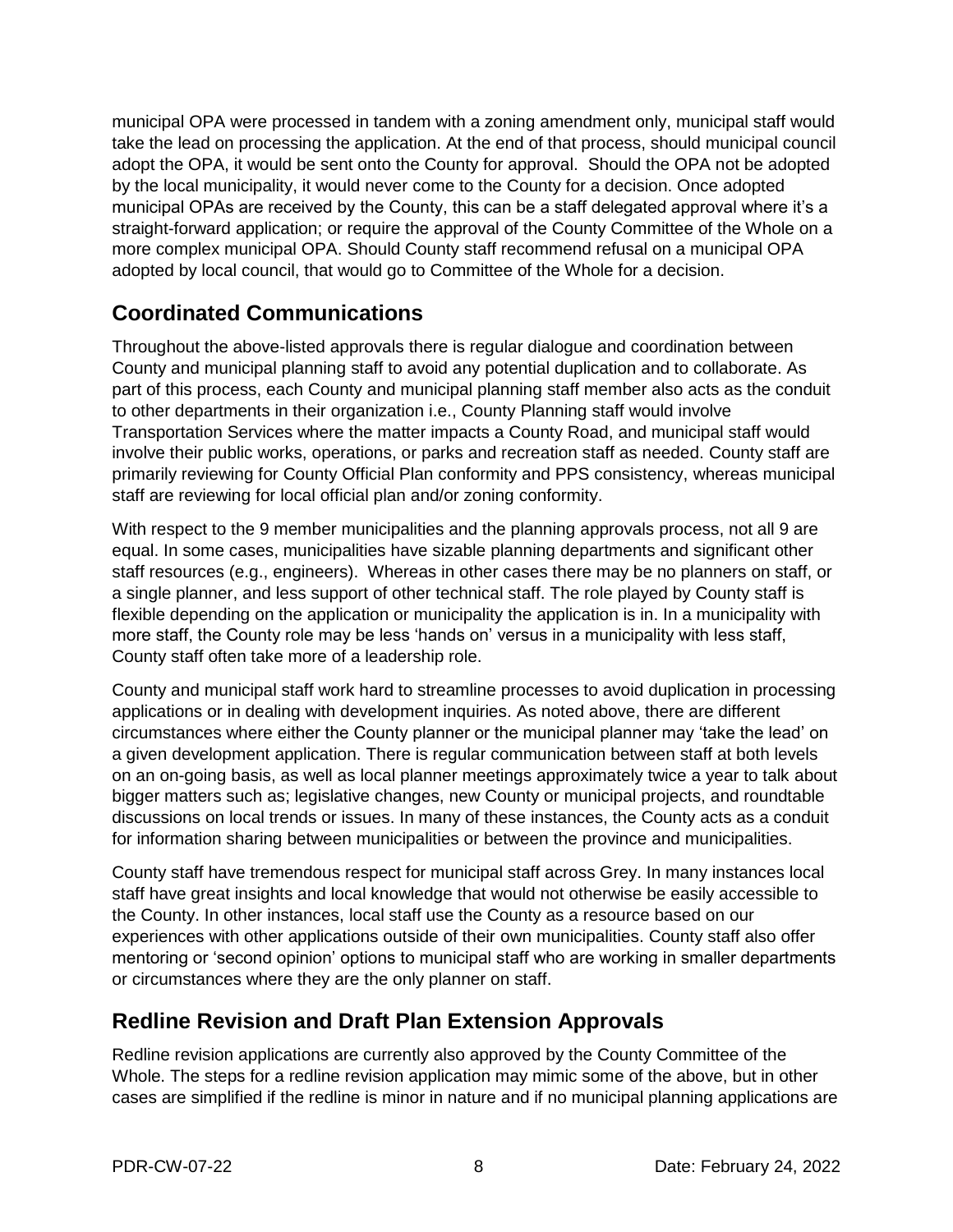municipal OPA were processed in tandem with a zoning amendment only, municipal staff would take the lead on processing the application. At the end of that process, should municipal council adopt the OPA, it would be sent onto the County for approval. Should the OPA not be adopted by the local municipality, it would never come to the County for a decision. Once adopted municipal OPAs are received by the County, this can be a staff delegated approval where it's a straight-forward application; or require the approval of the County Committee of the Whole on a more complex municipal OPA. Should County staff recommend refusal on a municipal OPA adopted by local council, that would go to Committee of the Whole for a decision.

## Coordinated Communications

Throughout the above-listed approvals there is regular dialogue and coordination between County and municipal planning staff to avoid any potential duplication and to collaborate. As part of this process, each County and municipal planning staff member also acts as the conduit to other departments in their organization i.e., County Planning staff would involve Transportation Services where the matter impacts a County Road, and municipal staff would involve their public works, operations, or parks and recreation staff as needed. County staff are primarily reviewing for County Official Plan conformity and PPS consistency, whereas municipal staff are reviewing for local official plan and/or zoning conformity.

With respect to the 9 member municipalities and the planning approvals process, not all 9 are equal. In some cases, municipalities have sizable planning departments and significant other staff resources (e.g., engineers). Whereas in other cases there may be no planners on staff, or a single planner, and less support of other technical staff. The role played by County staff is flexible depending on the application or municipality the application is in. In a municipality with more staff, the County role may be less 'hands on' versus in a municipality with less staff, County staff often take more of a leadership role.

County and municipal staff work hard to streamline processes to avoid duplication in processing applications or in dealing with development inquiries. As noted above, there are different circumstances where either the County planner or the municipal planner may 'take the lead' on a given development application. There is regular communication between staff at both levels on an on-going basis, as well as local planner meetings approximately twice a year to talk about bigger matters such as; legislative changes, new County or municipal projects, and roundtable discussions on local trends or issues. In many of these instances, the County acts as a conduit for information sharing between municipalities or between the province and municipalities.

County staff have tremendous respect for municipal staff across Grey. In many instances local staff have great insights and local knowledge that would not otherwise be easily accessible to the County. In other instances, local staff use the County as a resource based on our experiences with other applications outside of their own municipalities. County staff also offer mentoring or 'second opinion' options to municipal staff who are working in smaller departments or circumstances where they are the only planner on staff.

## Redline Revision and Draft Plan Extension Approvals

Redline revision applications are currently also approved by the County Committee of the Whole. The steps for a redline revision application may mimic some of the above, but in other cases are simplified if the redline is minor in nature and if no municipal planning applications are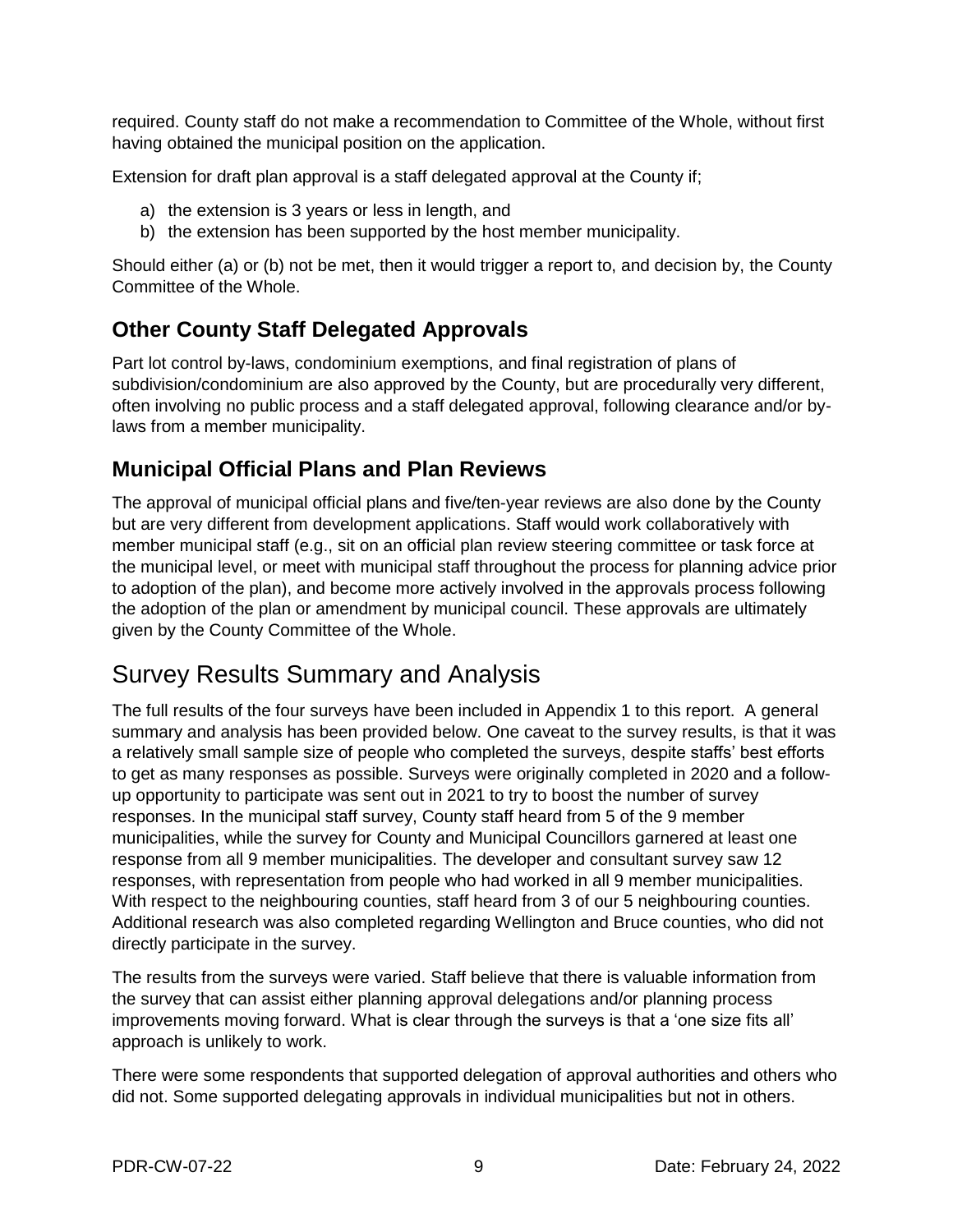required. County staff do not make a recommendation to Committee of the Whole, without first having obtained the municipal position on the application.

Extension for draft plan approval is a staff delegated approval at the County if;

a) the extension is 3 years or less in length, and
b) the extension has been supported by the host member municipality.

Should either (a) or (b) not be met, then it would trigger a report to, and decision by, the County Committee of the Whole.

### Other County Staff Delegated Approvals

Part lot control by-laws, condominium exemptions, and final registration of plans of subdivision/condominium are also approved by the County, but are procedurally very different, often involving no public process and a staff delegated approval, following clearance and/or by-laws from a member municipality.

### Municipal Official Plans and Plan Reviews

The approval of municipal official plans and five/ten-year reviews are also done by the County but are very different from development applications. Staff would work collaboratively with member municipal staff (e.g., sit on an official plan review steering committee or task force at the municipal level, or meet with municipal staff throughout the process for planning advice prior to adoption of the plan), and become more actively involved in the approvals process following the adoption of the plan or amendment by municipal council. These approvals are ultimately given by the County Committee of the Whole.

## Survey Results Summary and Analysis

The full results of the four surveys have been included in Appendix 1 to this report. A general summary and analysis has been provided below. One caveat to the survey results, is that it was a relatively small sample size of people who completed the surveys, despite staffs' best efforts to get as many responses as possible. Surveys were originally completed in 2020 and a follow-up opportunity to participate was sent out in 2021 to try to boost the number of survey responses. In the municipal staff survey, County staff heard from 5 of the 9 member municipalities, while the survey for County and Municipal Councillors garnered at least one response from all 9 member municipalities. The developer and consultant survey saw 12 responses, with representation from people who had worked in all 9 member municipalities. With respect to the neighbouring counties, staff heard from 3 of our 5 neighbouring counties. Additional research was also completed regarding Wellington and Bruce counties, who did not directly participate in the survey.

The results from the surveys were varied. Staff believe that there is valuable information from the survey that can assist either planning approval delegations and/or planning process improvements moving forward. What is clear through the surveys is that a 'one size fits all' approach is unlikely to work.

There were some respondents that supported delegation of approval authorities and others who did not. Some supported delegating approvals in individual municipalities but not in others.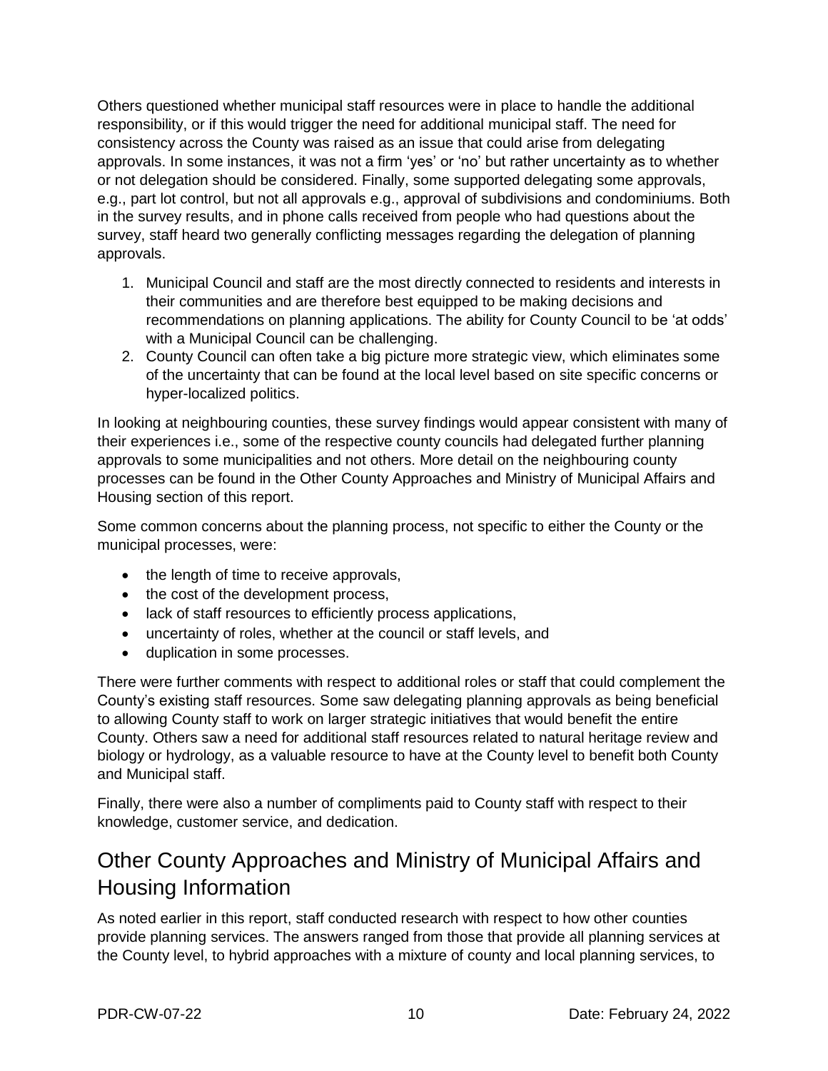Others questioned whether municipal staff resources were in place to handle the additional responsibility, or if this would trigger the need for additional municipal staff. The need for consistency across the County was raised as an issue that could arise from delegating approvals. In some instances, it was not a firm 'yes' or 'no' but rather uncertainty as to whether or not delegation should be considered. Finally, some supported delegating some approvals, e.g., part lot control, but not all approvals e.g., approval of subdivisions and condominiums. Both in the survey results, and in phone calls received from people who had questions about the survey, staff heard two generally conflicting messages regarding the delegation of planning approvals.

1. Municipal Council and staff are the most directly connected to residents and interests in their communities and are therefore best equipped to be making decisions and recommendations on planning applications. The ability for County Council to be 'at odds' with a Municipal Council can be challenging.
2. County Council can often take a big picture more strategic view, which eliminates some of the uncertainty that can be found at the local level based on site specific concerns or hyper-localized politics.

In looking at neighbouring counties, these survey findings would appear consistent with many of their experiences i.e., some of the respective county councils had delegated further planning approvals to some municipalities and not others. More detail on the neighbouring county processes can be found in the Other County Approaches and Ministry of Municipal Affairs and Housing section of this report.

Some common concerns about the planning process, not specific to either the County or the municipal processes, were:

- the length of time to receive approvals,
- the cost of the development process,
- lack of staff resources to efficiently process applications,
- uncertainty of roles, whether at the council or staff levels, and
- duplication in some processes.

There were further comments with respect to additional roles or staff that could complement the County's existing staff resources. Some saw delegating planning approvals as being beneficial to allowing County staff to work on larger strategic initiatives that would benefit the entire County. Others saw a need for additional staff resources related to natural heritage review and biology or hydrology, as a valuable resource to have at the County level to benefit both County and Municipal staff.

Finally, there were also a number of compliments paid to County staff with respect to their knowledge, customer service, and dedication.

## Other County Approaches and Ministry of Municipal Affairs and Housing Information

As noted earlier in this report, staff conducted research with respect to how other counties provide planning services. The answers ranged from those that provide all planning services at the County level, to hybrid approaches with a mixture of county and local planning services, to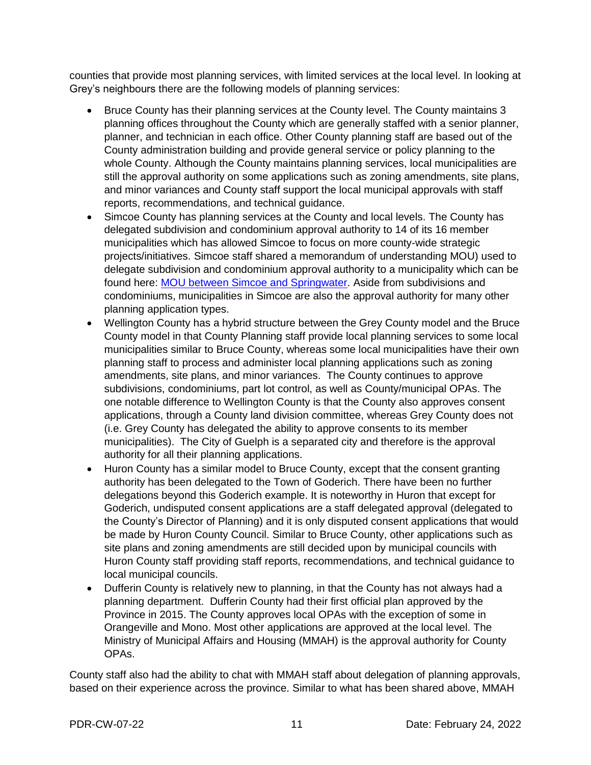counties that provide most planning services, with limited services at the local level. In looking at Grey's neighbours there are the following models of planning services:

- Bruce County has their planning services at the County level. The County maintains 3 planning offices throughout the County which are generally staffed with a senior planner, planner, and technician in each office. Other County planning staff are based out of the County administration building and provide general service or policy planning to the whole County. Although the County maintains planning services, local municipalities are still the approval authority on some applications such as zoning amendments, site plans, and minor variances and County staff support the local municipal approvals with staff reports, recommendations, and technical guidance.
- Simcoe County has planning services at the County and local levels. The County has delegated subdivision and condominium approval authority to 14 of its 16 member municipalities which has allowed Simcoe to focus on more county-wide strategic projects/initiatives. Simcoe staff shared a memorandum of understanding MOU) used to delegate subdivision and condominium approval authority to a municipality which can be found here: [MOU between Simcoe and Springwater](). Aside from subdivisions and condominiums, municipalities in Simcoe are also the approval authority for many other planning application types.
- Wellington County has a hybrid structure between the Grey County model and the Bruce County model in that County Planning staff provide local planning services to some local municipalities similar to Bruce County, whereas some local municipalities have their own planning staff to process and administer local planning applications such as zoning amendments, site plans, and minor variances. The County continues to approve subdivisions, condominiums, part lot control, as well as County/municipal OPAs. The one notable difference to Wellington County is that the County also approves consent applications, through a County land division committee, whereas Grey County does not (i.e. Grey County has delegated the ability to approve consents to its member municipalities). The City of Guelph is a separated city and therefore is the approval authority for all their planning applications.
- Huron County has a similar model to Bruce County, except that the consent granting authority has been delegated to the Town of Goderich. There have been no further delegations beyond this Goderich example. It is noteworthy in Huron that except for Goderich, undisputed consent applications are a staff delegated approval (delegated to the County's Director of Planning) and it is only disputed consent applications that would be made by Huron County Council. Similar to Bruce County, other applications such as site plans and zoning amendments are still decided upon by municipal councils with Huron County staff providing staff reports, recommendations, and technical guidance to local municipal councils.
- Dufferin County is relatively new to planning, in that the County has not always had a planning department. Dufferin County had their first official plan approved by the Province in 2015. The County approves local OPAs with the exception of some in Orangeville and Mono. Most other applications are approved at the local level. The Ministry of Municipal Affairs and Housing (MMAH) is the approval authority for County OPAs.

County staff also had the ability to chat with MMAH staff about delegation of planning approvals, based on their experience across the province. Similar to what has been shared above, MMAH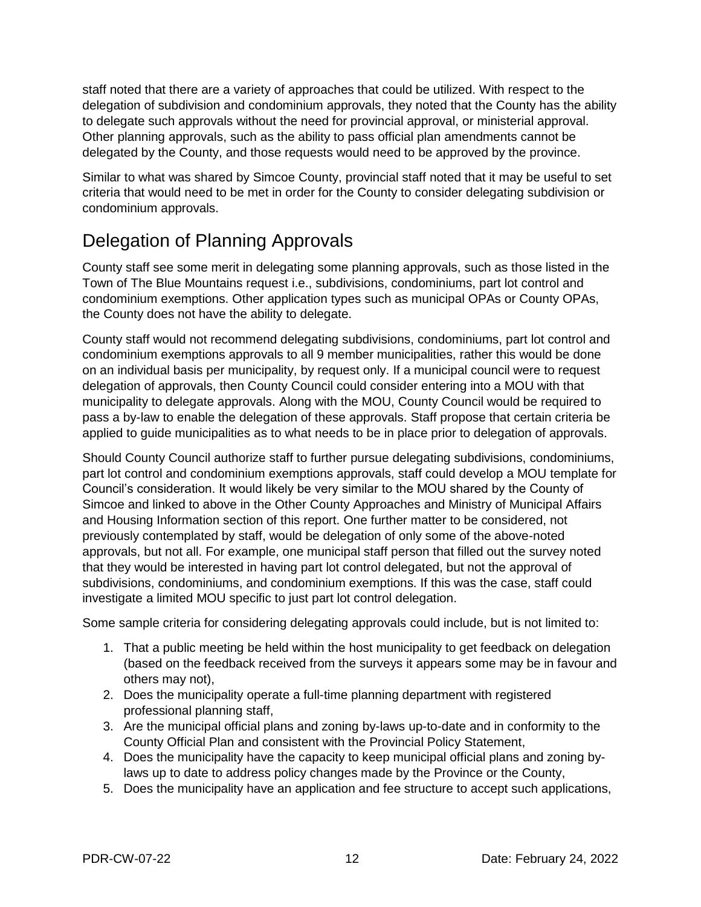staff noted that there are a variety of approaches that could be utilized. With respect to the delegation of subdivision and condominium approvals, they noted that the County has the ability to delegate such approvals without the need for provincial approval, or ministerial approval. Other planning approvals, such as the ability to pass official plan amendments cannot be delegated by the County, and those requests would need to be approved by the province.

Similar to what was shared by Simcoe County, provincial staff noted that it may be useful to set criteria that would need to be met in order for the County to consider delegating subdivision or condominium approvals.

## Delegation of Planning Approvals

County staff see some merit in delegating some planning approvals, such as those listed in the Town of The Blue Mountains request i.e., subdivisions, condominiums, part lot control and condominium exemptions. Other application types such as municipal OPAs or County OPAs, the County does not have the ability to delegate.

County staff would not recommend delegating subdivisions, condominiums, part lot control and condominium exemptions approvals to all 9 member municipalities, rather this would be done on an individual basis per municipality, by request only. If a municipal council were to request delegation of approvals, then County Council could consider entering into a MOU with that municipality to delegate approvals. Along with the MOU, County Council would be required to pass a by-law to enable the delegation of these approvals. Staff propose that certain criteria be applied to guide municipalities as to what needs to be in place prior to delegation of approvals.

Should County Council authorize staff to further pursue delegating subdivisions, condominiums, part lot control and condominium exemptions approvals, staff could develop a MOU template for Council's consideration. It would likely be very similar to the MOU shared by the County of Simcoe and linked to above in the Other County Approaches and Ministry of Municipal Affairs and Housing Information section of this report. One further matter to be considered, not previously contemplated by staff, would be delegation of only some of the above-noted approvals, but not all. For example, one municipal staff person that filled out the survey noted that they would be interested in having part lot control delegated, but not the approval of subdivisions, condominiums, and condominium exemptions. If this was the case, staff could investigate a limited MOU specific to just part lot control delegation.

Some sample criteria for considering delegating approvals could include, but is not limited to:

1. That a public meeting be held within the host municipality to get feedback on delegation (based on the feedback received from the surveys it appears some may be in favour and others may not),
2. Does the municipality operate a full-time planning department with registered professional planning staff,
3. Are the municipal official plans and zoning by-laws up-to-date and in conformity to the County Official Plan and consistent with the Provincial Policy Statement,
4. Does the municipality have the capacity to keep municipal official plans and zoning by-laws up to date to address policy changes made by the Province or the County,
5. Does the municipality have an application and fee structure to accept such applications,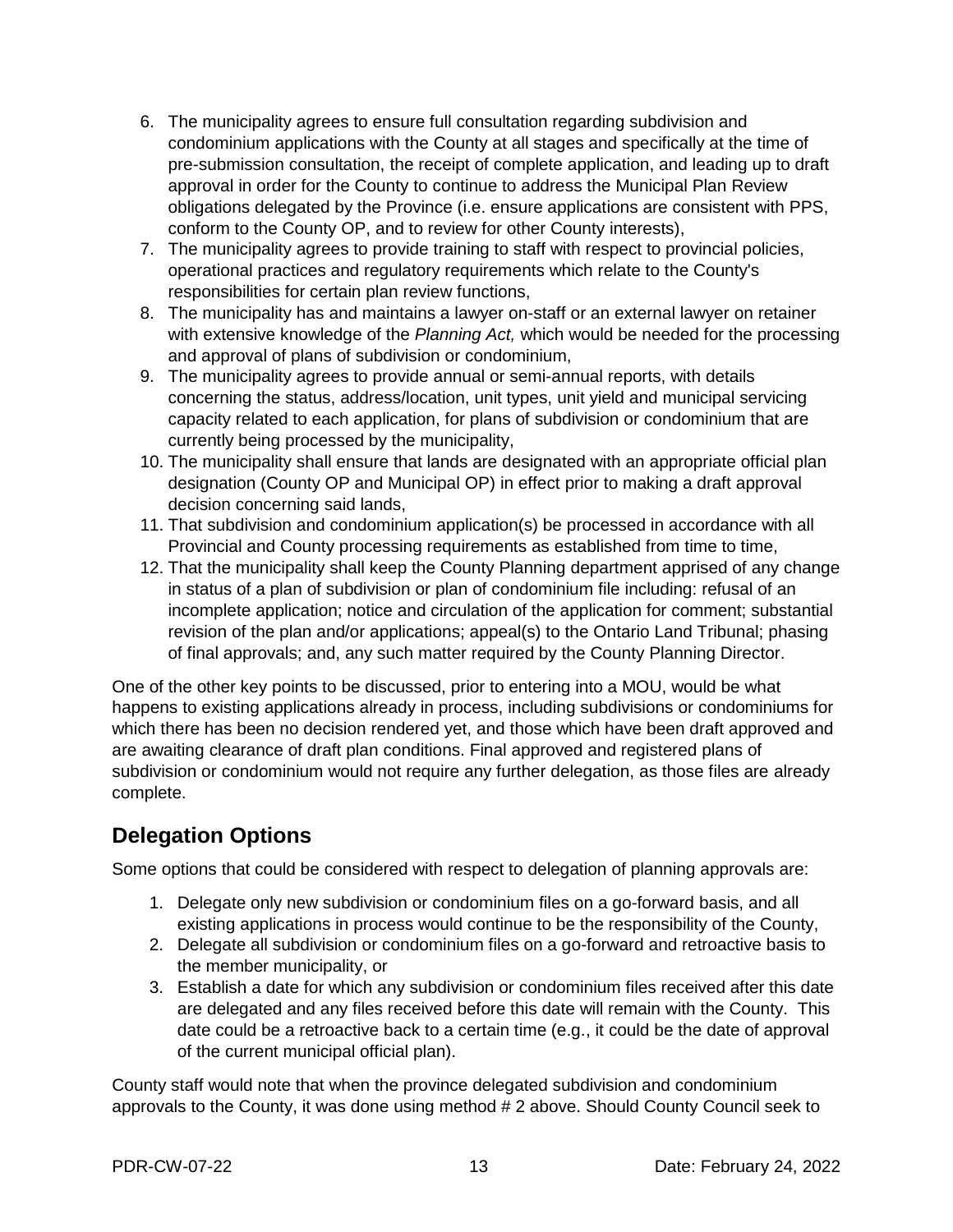6. The municipality agrees to ensure full consultation regarding subdivision and condominium applications with the County at all stages and specifically at the time of pre-submission consultation, the receipt of complete application, and leading up to draft approval in order for the County to continue to address the Municipal Plan Review obligations delegated by the Province (i.e. ensure applications are consistent with PPS, conform to the County OP, and to review for other County interests),
7. The municipality agrees to provide training to staff with respect to provincial policies, operational practices and regulatory requirements which relate to the County's responsibilities for certain plan review functions,
8. The municipality has and maintains a lawyer on-staff or an external lawyer on retainer with extensive knowledge of the *Planning Act,* which would be needed for the processing and approval of plans of subdivision or condominium,
9. The municipality agrees to provide annual or semi-annual reports, with details concerning the status, address/location, unit types, unit yield and municipal servicing capacity related to each application, for plans of subdivision or condominium that are currently being processed by the municipality,
10. The municipality shall ensure that lands are designated with an appropriate official plan designation (County OP and Municipal OP) in effect prior to making a draft approval decision concerning said lands,
11. That subdivision and condominium application(s) be processed in accordance with all Provincial and County processing requirements as established from time to time,
12. That the municipality shall keep the County Planning department apprised of any change in status of a plan of subdivision or plan of condominium file including: refusal of an incomplete application; notice and circulation of the application for comment; substantial revision of the plan and/or applications; appeal(s) to the Ontario Land Tribunal; phasing of final approvals; and, any such matter required by the County Planning Director.

One of the other key points to be discussed, prior to entering into a MOU, would be what happens to existing applications already in process, including subdivisions or condominiums for which there has been no decision rendered yet, and those which have been draft approved and are awaiting clearance of draft plan conditions. Final approved and registered plans of subdivision or condominium would not require any further delegation, as those files are already complete.

## Delegation Options

Some options that could be considered with respect to delegation of planning approvals are:

1. Delegate only new subdivision or condominium files on a go-forward basis, and all existing applications in process would continue to be the responsibility of the County,
2. Delegate all subdivision or condominium files on a go-forward and retroactive basis to the member municipality, or
3. Establish a date for which any subdivision or condominium files received after this date are delegated and any files received before this date will remain with the County. This date could be a retroactive back to a certain time (e.g., it could be the date of approval of the current municipal official plan).

County staff would note that when the province delegated subdivision and condominium approvals to the County, it was done using method # 2 above. Should County Council seek to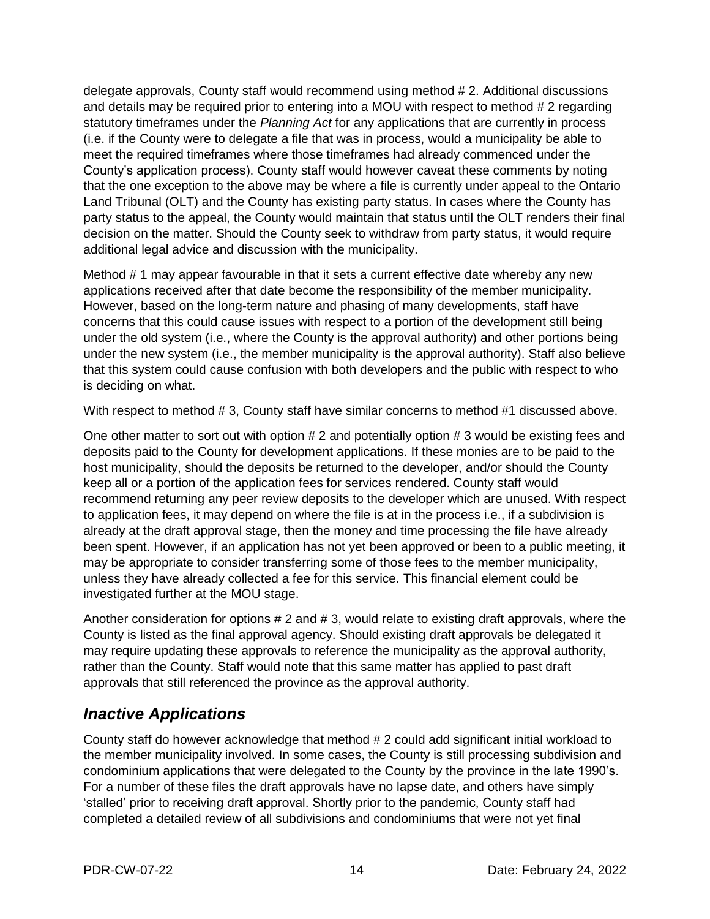delegate approvals, County staff would recommend using method # 2. Additional discussions and details may be required prior to entering into a MOU with respect to method # 2 regarding statutory timeframes under the *Planning Act* for any applications that are currently in process (i.e. if the County were to delegate a file that was in process, would a municipality be able to meet the required timeframes where those timeframes had already commenced under the County's application process). County staff would however caveat these comments by noting that the one exception to the above may be where a file is currently under appeal to the Ontario Land Tribunal (OLT) and the County has existing party status. In cases where the County has party status to the appeal, the County would maintain that status until the OLT renders their final decision on the matter. Should the County seek to withdraw from party status, it would require additional legal advice and discussion with the municipality.

Method # 1 may appear favourable in that it sets a current effective date whereby any new applications received after that date become the responsibility of the member municipality. However, based on the long-term nature and phasing of many developments, staff have concerns that this could cause issues with respect to a portion of the development still being under the old system (i.e., where the County is the approval authority) and other portions being under the new system (i.e., the member municipality is the approval authority). Staff also believe that this system could cause confusion with both developers and the public with respect to who is deciding on what.

With respect to method # 3, County staff have similar concerns to method #1 discussed above.

One other matter to sort out with option # 2 and potentially option # 3 would be existing fees and deposits paid to the County for development applications. If these monies are to be paid to the host municipality, should the deposits be returned to the developer, and/or should the County keep all or a portion of the application fees for services rendered. County staff would recommend returning any peer review deposits to the developer which are unused. With respect to application fees, it may depend on where the file is at in the process i.e., if a subdivision is already at the draft approval stage, then the money and time processing the file have already been spent. However, if an application has not yet been approved or been to a public meeting, it may be appropriate to consider transferring some of those fees to the member municipality, unless they have already collected a fee for this service. This financial element could be investigated further at the MOU stage.

Another consideration for options # 2 and # 3, would relate to existing draft approvals, where the County is listed as the final approval agency. Should existing draft approvals be delegated it may require updating these approvals to reference the municipality as the approval authority, rather than the County. Staff would note that this same matter has applied to past draft approvals that still referenced the province as the approval authority.

## *Inactive Applications*

County staff do however acknowledge that method # 2 could add significant initial workload to the member municipality involved. In some cases, the County is still processing subdivision and condominium applications that were delegated to the County by the province in the late 1990's. For a number of these files the draft approvals have no lapse date, and others have simply 'stalled' prior to receiving draft approval. Shortly prior to the pandemic, County staff had completed a detailed review of all subdivisions and condominiums that were not yet final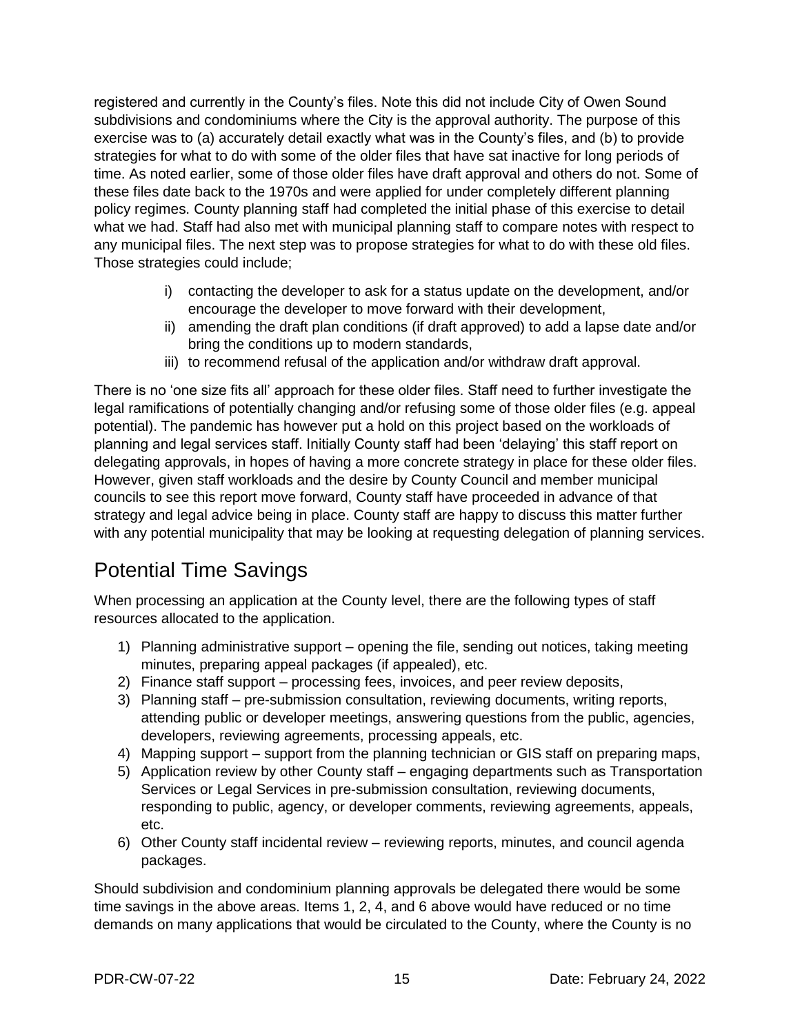registered and currently in the County's files. Note this did not include City of Owen Sound subdivisions and condominiums where the City is the approval authority. The purpose of this exercise was to (a) accurately detail exactly what was in the County's files, and (b) to provide strategies for what to do with some of the older files that have sat inactive for long periods of time. As noted earlier, some of those older files have draft approval and others do not. Some of these files date back to the 1970s and were applied for under completely different planning policy regimes. County planning staff had completed the initial phase of this exercise to detail what we had. Staff had also met with municipal planning staff to compare notes with respect to any municipal files. The next step was to propose strategies for what to do with these old files. Those strategies could include;

i) contacting the developer to ask for a status update on the development, and/or encourage the developer to move forward with their development,
ii) amending the draft plan conditions (if draft approved) to add a lapse date and/or bring the conditions up to modern standards,
iii) to recommend refusal of the application and/or withdraw draft approval.

There is no 'one size fits all' approach for these older files. Staff need to further investigate the legal ramifications of potentially changing and/or refusing some of those older files (e.g. appeal potential). The pandemic has however put a hold on this project based on the workloads of planning and legal services staff. Initially County staff had been 'delaying' this staff report on delegating approvals, in hopes of having a more concrete strategy in place for these older files. However, given staff workloads and the desire by County Council and member municipal councils to see this report move forward, County staff have proceeded in advance of that strategy and legal advice being in place. County staff are happy to discuss this matter further with any potential municipality that may be looking at requesting delegation of planning services.

## Potential Time Savings

When processing an application at the County level, there are the following types of staff resources allocated to the application.

1) Planning administrative support – opening the file, sending out notices, taking meeting minutes, preparing appeal packages (if appealed), etc.
2) Finance staff support – processing fees, invoices, and peer review deposits,
3) Planning staff – pre-submission consultation, reviewing documents, writing reports, attending public or developer meetings, answering questions from the public, agencies, developers, reviewing agreements, processing appeals, etc.
4) Mapping support – support from the planning technician or GIS staff on preparing maps,
5) Application review by other County staff – engaging departments such as Transportation Services or Legal Services in pre-submission consultation, reviewing documents, responding to public, agency, or developer comments, reviewing agreements, appeals, etc.
6) Other County staff incidental review – reviewing reports, minutes, and council agenda packages.

Should subdivision and condominium planning approvals be delegated there would be some time savings in the above areas. Items 1, 2, 4, and 6 above would have reduced or no time demands on many applications that would be circulated to the County, where the County is no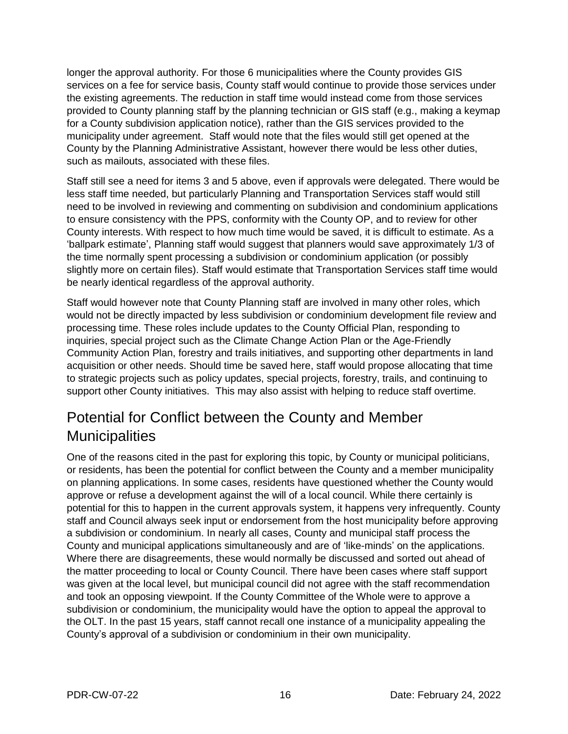longer the approval authority. For those 6 municipalities where the County provides GIS services on a fee for service basis, County staff would continue to provide those services under the existing agreements. The reduction in staff time would instead come from those services provided to County planning staff by the planning technician or GIS staff (e.g., making a keymap for a County subdivision application notice), rather than the GIS services provided to the municipality under agreement. Staff would note that the files would still get opened at the County by the Planning Administrative Assistant, however there would be less other duties, such as mailouts, associated with these files.

Staff still see a need for items 3 and 5 above, even if approvals were delegated. There would be less staff time needed, but particularly Planning and Transportation Services staff would still need to be involved in reviewing and commenting on subdivision and condominium applications to ensure consistency with the PPS, conformity with the County OP, and to review for other County interests. With respect to how much time would be saved, it is difficult to estimate. As a 'ballpark estimate', Planning staff would suggest that planners would save approximately 1/3 of the time normally spent processing a subdivision or condominium application (or possibly slightly more on certain files). Staff would estimate that Transportation Services staff time would be nearly identical regardless of the approval authority.

Staff would however note that County Planning staff are involved in many other roles, which would not be directly impacted by less subdivision or condominium development file review and processing time. These roles include updates to the County Official Plan, responding to inquiries, special project such as the Climate Change Action Plan or the Age-Friendly Community Action Plan, forestry and trails initiatives, and supporting other departments in land acquisition or other needs. Should time be saved here, staff would propose allocating that time to strategic projects such as policy updates, special projects, forestry, trails, and continuing to support other County initiatives. This may also assist with helping to reduce staff overtime.

## Potential for Conflict between the County and Member Municipalities

One of the reasons cited in the past for exploring this topic, by County or municipal politicians, or residents, has been the potential for conflict between the County and a member municipality on planning applications. In some cases, residents have questioned whether the County would approve or refuse a development against the will of a local council. While there certainly is potential for this to happen in the current approvals system, it happens very infrequently. County staff and Council always seek input or endorsement from the host municipality before approving a subdivision or condominium. In nearly all cases, County and municipal staff process the County and municipal applications simultaneously and are of 'like-minds' on the applications. Where there are disagreements, these would normally be discussed and sorted out ahead of the matter proceeding to local or County Council. There have been cases where staff support was given at the local level, but municipal council did not agree with the staff recommendation and took an opposing viewpoint. If the County Committee of the Whole were to approve a subdivision or condominium, the municipality would have the option to appeal the approval to the OLT. In the past 15 years, staff cannot recall one instance of a municipality appealing the County's approval of a subdivision or condominium in their own municipality.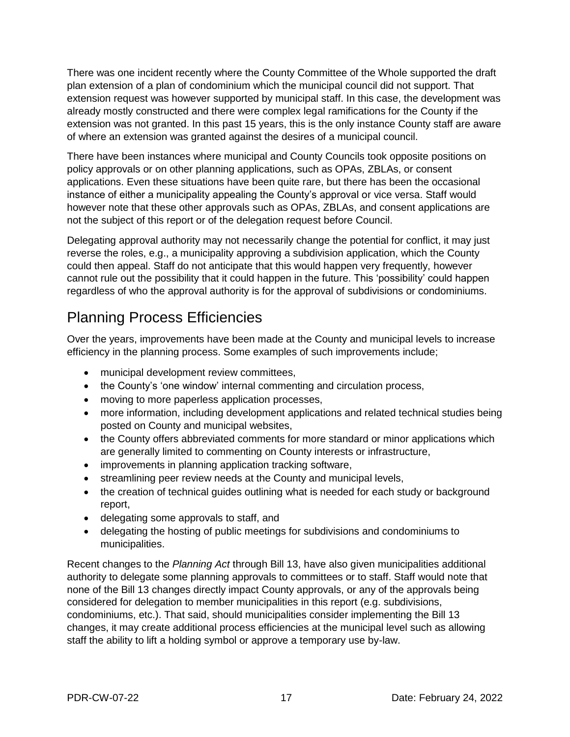There was one incident recently where the County Committee of the Whole supported the draft plan extension of a plan of condominium which the municipal council did not support. That extension request was however supported by municipal staff. In this case, the development was already mostly constructed and there were complex legal ramifications for the County if the extension was not granted. In this past 15 years, this is the only instance County staff are aware of where an extension was granted against the desires of a municipal council.

There have been instances where municipal and County Councils took opposite positions on policy approvals or on other planning applications, such as OPAs, ZBLAs, or consent applications. Even these situations have been quite rare, but there has been the occasional instance of either a municipality appealing the County's approval or vice versa. Staff would however note that these other approvals such as OPAs, ZBLAs, and consent applications are not the subject of this report or of the delegation request before Council.

Delegating approval authority may not necessarily change the potential for conflict, it may just reverse the roles, e.g., a municipality approving a subdivision application, which the County could then appeal. Staff do not anticipate that this would happen very frequently, however cannot rule out the possibility that it could happen in the future. This 'possibility' could happen regardless of who the approval authority is for the approval of subdivisions or condominiums.

## Planning Process Efficiencies

Over the years, improvements have been made at the County and municipal levels to increase efficiency in the planning process. Some examples of such improvements include;

- municipal development review committees,
- the County's 'one window' internal commenting and circulation process,
- moving to more paperless application processes,
- more information, including development applications and related technical studies being posted on County and municipal websites,
- the County offers abbreviated comments for more standard or minor applications which are generally limited to commenting on County interests or infrastructure,
- improvements in planning application tracking software,
- streamlining peer review needs at the County and municipal levels,
- the creation of technical guides outlining what is needed for each study or background report,
- delegating some approvals to staff, and
- delegating the hosting of public meetings for subdivisions and condominiums to municipalities.

Recent changes to the *Planning Act* through Bill 13, have also given municipalities additional authority to delegate some planning approvals to committees or to staff. Staff would note that none of the Bill 13 changes directly impact County approvals, or any of the approvals being considered for delegation to member municipalities in this report (e.g. subdivisions, condominiums, etc.). That said, should municipalities consider implementing the Bill 13 changes, it may create additional process efficiencies at the municipal level such as allowing staff the ability to lift a holding symbol or approve a temporary use by-law.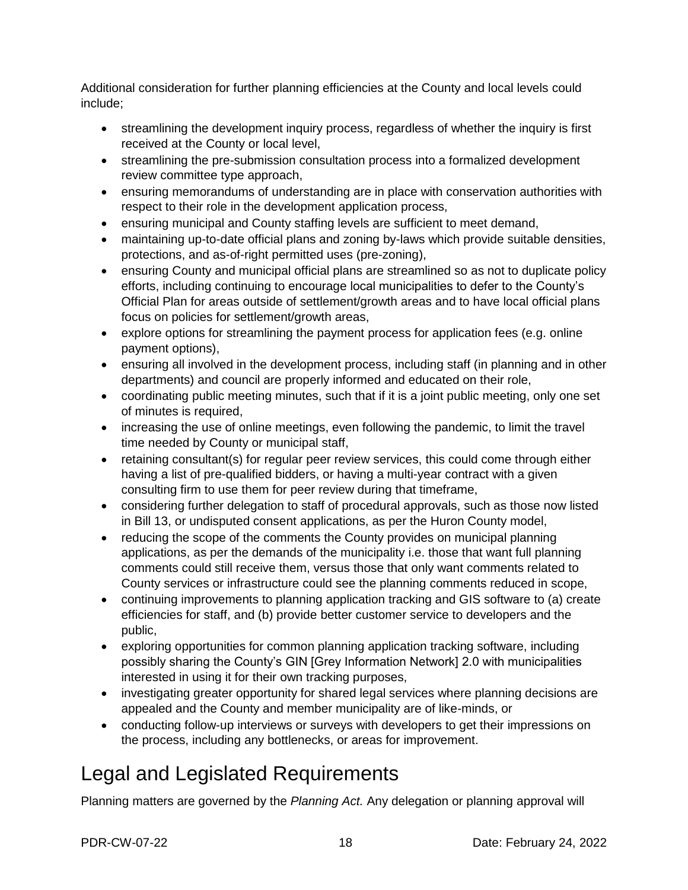Additional consideration for further planning efficiencies at the County and local levels could include;

- streamlining the development inquiry process, regardless of whether the inquiry is first received at the County or local level,
- streamlining the pre-submission consultation process into a formalized development review committee type approach,
- ensuring memorandums of understanding are in place with conservation authorities with respect to their role in the development application process,
- ensuring municipal and County staffing levels are sufficient to meet demand,
- maintaining up-to-date official plans and zoning by-laws which provide suitable densities, protections, and as-of-right permitted uses (pre-zoning),
- ensuring County and municipal official plans are streamlined so as not to duplicate policy efforts, including continuing to encourage local municipalities to defer to the County's Official Plan for areas outside of settlement/growth areas and to have local official plans focus on policies for settlement/growth areas,
- explore options for streamlining the payment process for application fees (e.g. online payment options),
- ensuring all involved in the development process, including staff (in planning and in other departments) and council are properly informed and educated on their role,
- coordinating public meeting minutes, such that if it is a joint public meeting, only one set of minutes is required,
- increasing the use of online meetings, even following the pandemic, to limit the travel time needed by County or municipal staff,
- retaining consultant(s) for regular peer review services, this could come through either having a list of pre-qualified bidders, or having a multi-year contract with a given consulting firm to use them for peer review during that timeframe,
- considering further delegation to staff of procedural approvals, such as those now listed in Bill 13, or undisputed consent applications, as per the Huron County model,
- reducing the scope of the comments the County provides on municipal planning applications, as per the demands of the municipality i.e. those that want full planning comments could still receive them, versus those that only want comments related to County services or infrastructure could see the planning comments reduced in scope,
- continuing improvements to planning application tracking and GIS software to (a) create efficiencies for staff, and (b) provide better customer service to developers and the public,
- exploring opportunities for common planning application tracking software, including possibly sharing the County's GIN [Grey Information Network] 2.0 with municipalities interested in using it for their own tracking purposes,
- investigating greater opportunity for shared legal services where planning decisions are appealed and the County and member municipality are of like-minds, or
- conducting follow-up interviews or surveys with developers to get their impressions on the process, including any bottlenecks, or areas for improvement.

# Legal and Legislated Requirements

Planning matters are governed by the *Planning Act.* Any delegation or planning approval will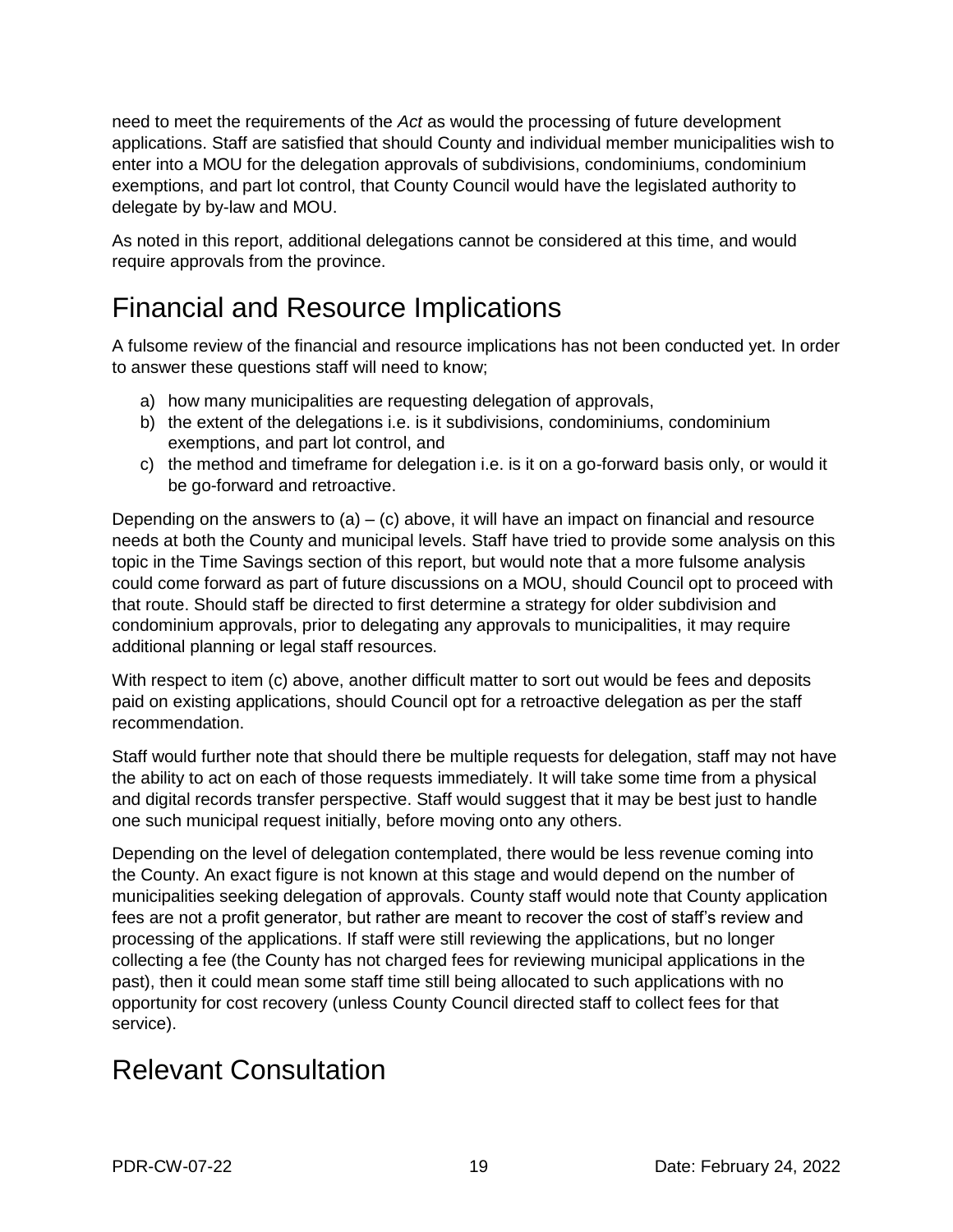need to meet the requirements of the *Act* as would the processing of future development applications. Staff are satisfied that should County and individual member municipalities wish to enter into a MOU for the delegation approvals of subdivisions, condominiums, condominium exemptions, and part lot control, that County Council would have the legislated authority to delegate by by-law and MOU.

As noted in this report, additional delegations cannot be considered at this time, and would require approvals from the province.

# Financial and Resource Implications

A fulsome review of the financial and resource implications has not been conducted yet. In order to answer these questions staff will need to know;

a) how many municipalities are requesting delegation of approvals,
b) the extent of the delegations i.e. is it subdivisions, condominiums, condominium exemptions, and part lot control, and
c) the method and timeframe for delegation i.e. is it on a go-forward basis only, or would it be go-forward and retroactive.

Depending on the answers to (a) – (c) above, it will have an impact on financial and resource needs at both the County and municipal levels. Staff have tried to provide some analysis on this topic in the Time Savings section of this report, but would note that a more fulsome analysis could come forward as part of future discussions on a MOU, should Council opt to proceed with that route. Should staff be directed to first determine a strategy for older subdivision and condominium approvals, prior to delegating any approvals to municipalities, it may require additional planning or legal staff resources.

With respect to item (c) above, another difficult matter to sort out would be fees and deposits paid on existing applications, should Council opt for a retroactive delegation as per the staff recommendation.

Staff would further note that should there be multiple requests for delegation, staff may not have the ability to act on each of those requests immediately. It will take some time from a physical and digital records transfer perspective. Staff would suggest that it may be best just to handle one such municipal request initially, before moving onto any others.

Depending on the level of delegation contemplated, there would be less revenue coming into the County. An exact figure is not known at this stage and would depend on the number of municipalities seeking delegation of approvals. County staff would note that County application fees are not a profit generator, but rather are meant to recover the cost of staff's review and processing of the applications. If staff were still reviewing the applications, but no longer collecting a fee (the County has not charged fees for reviewing municipal applications in the past), then it could mean some staff time still being allocated to such applications with no opportunity for cost recovery (unless County Council directed staff to collect fees for that service).

# Relevant Consultation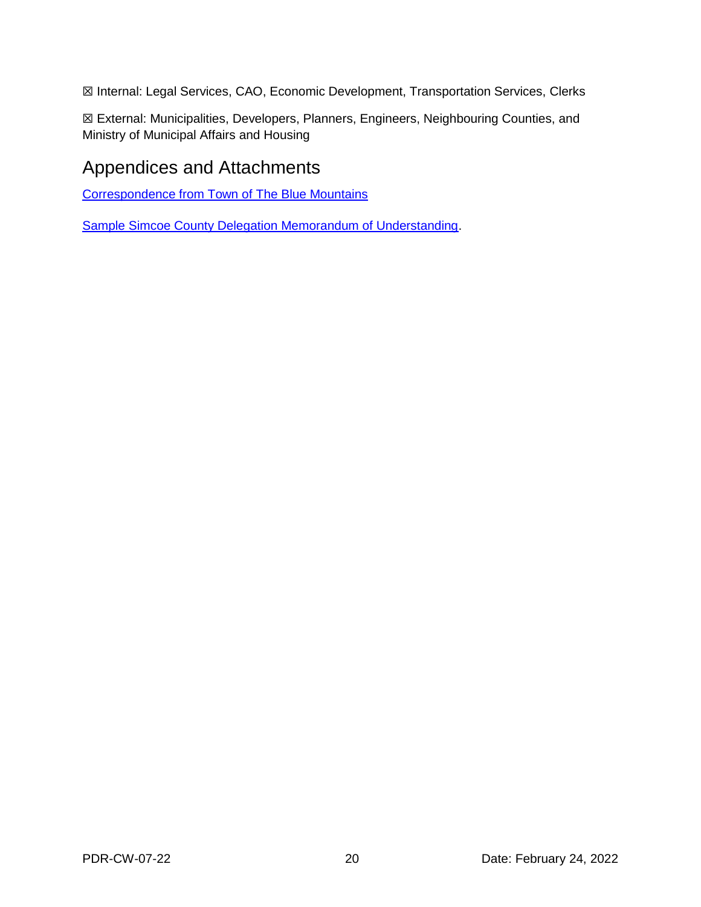☒ Internal: Legal Services, CAO, Economic Development, Transportation Services, Clerks

☒ External: Municipalities, Developers, Planners, Engineers, Neighbouring Counties, and Ministry of Municipal Affairs and Housing

## Appendices and Attachments

Correspondence from Town of The Blue Mountains

Sample Simcoe County Delegation Memorandum of Understanding.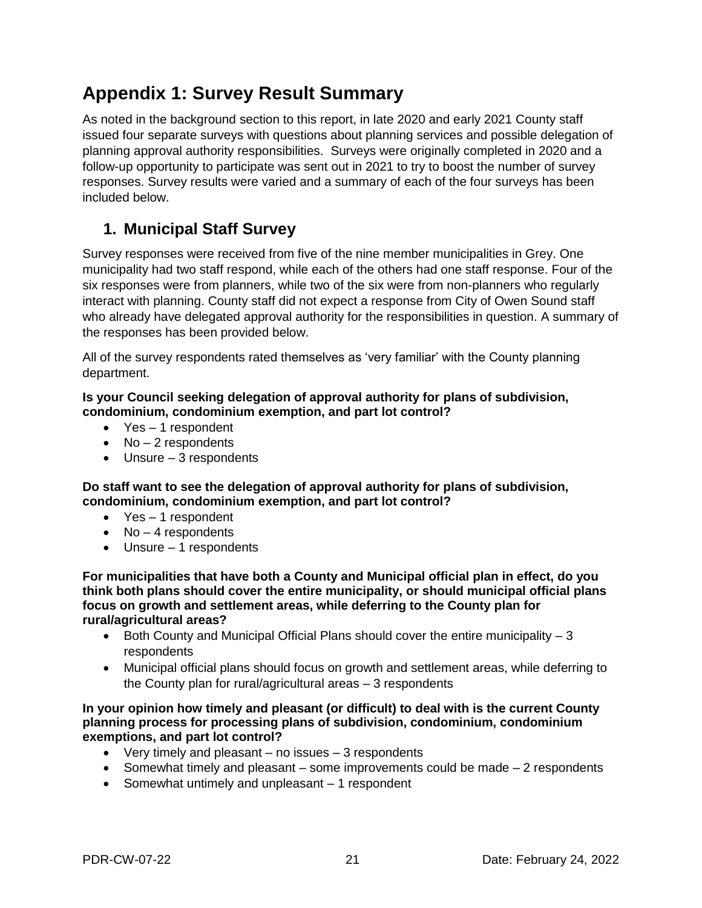# Appendix 1: Survey Result Summary

As noted in the background section to this report, in late 2020 and early 2021 County staff issued four separate surveys with questions about planning services and possible delegation of planning approval authority responsibilities. Surveys were originally completed in 2020 and a follow-up opportunity to participate was sent out in 2021 to try to boost the number of survey responses. Survey results were varied and a summary of each of the four surveys has been included below.

## 1. Municipal Staff Survey

Survey responses were received from five of the nine member municipalities in Grey. One municipality had two staff respond, while each of the others had one staff response. Four of the six responses were from planners, while two of the six were from non-planners who regularly interact with planning. County staff did not expect a response from City of Owen Sound staff who already have delegated approval authority for the responsibilities in question. A summary of the responses has been provided below.

All of the survey respondents rated themselves as 'very familiar' with the County planning department.

**Is your Council seeking delegation of approval authority for plans of subdivision, condominium, condominium exemption, and part lot control?**

- Yes – 1 respondent
- No – 2 respondents
- Unsure – 3 respondents

**Do staff want to see the delegation of approval authority for plans of subdivision, condominium, condominium exemption, and part lot control?**

- Yes – 1 respondent
- No – 4 respondents
- Unsure – 1 respondents

**For municipalities that have both a County and Municipal official plan in effect, do you think both plans should cover the entire municipality, or should municipal official plans focus on growth and settlement areas, while deferring to the County plan for rural/agricultural areas?**

- Both County and Municipal Official Plans should cover the entire municipality – 3 respondents
- Municipal official plans should focus on growth and settlement areas, while deferring to the County plan for rural/agricultural areas – 3 respondents

**In your opinion how timely and pleasant (or difficult) to deal with is the current County planning process for processing plans of subdivision, condominium, condominium exemptions, and part lot control?**

- Very timely and pleasant – no issues – 3 respondents
- Somewhat timely and pleasant – some improvements could be made – 2 respondents
- Somewhat untimely and unpleasant – 1 respondent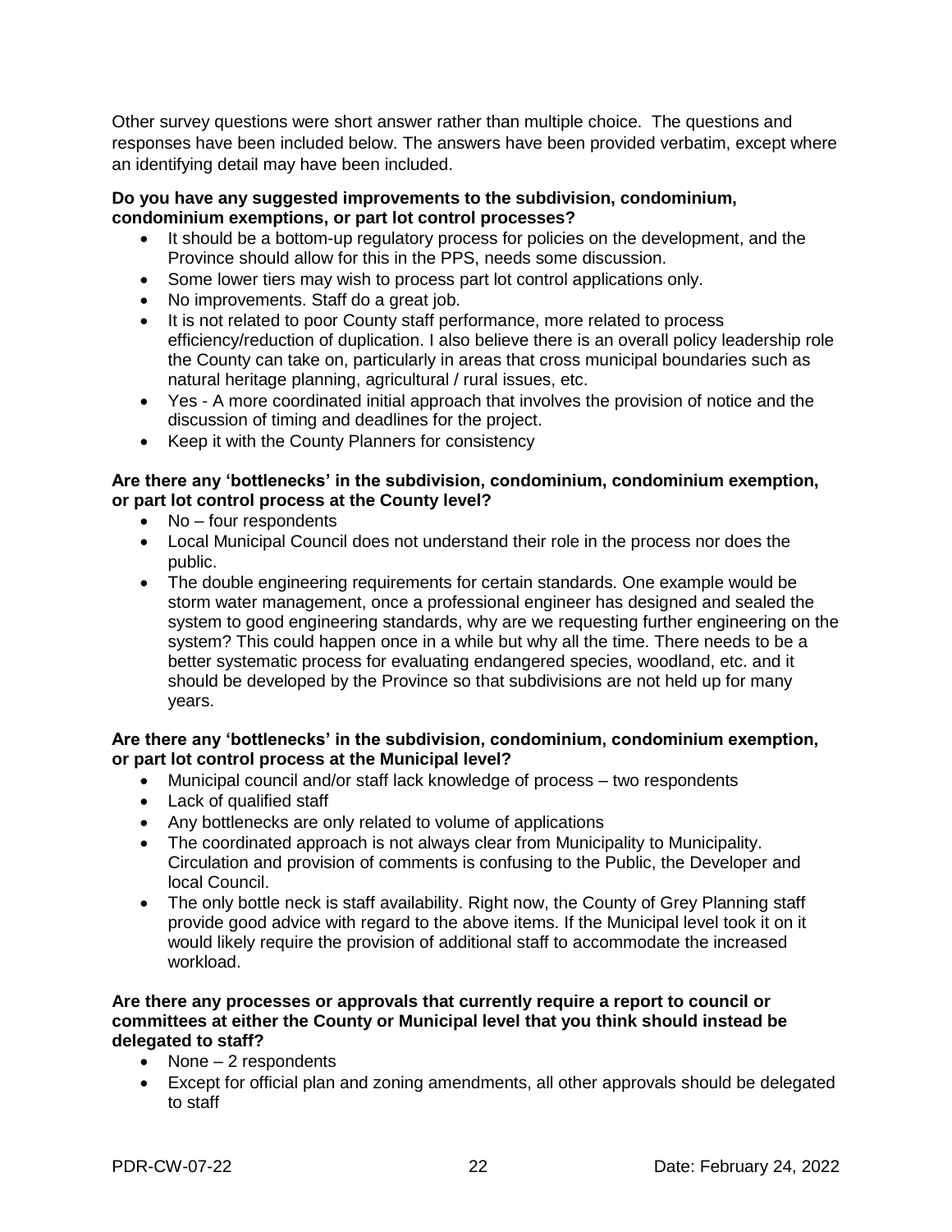Other survey questions were short answer rather than multiple choice. The questions and responses have been included below. The answers have been provided verbatim, except where an identifying detail may have been included.

**Do you have any suggested improvements to the subdivision, condominium, condominium exemptions, or part lot control processes?**

- It should be a bottom-up regulatory process for policies on the development, and the Province should allow for this in the PPS, needs some discussion.
- Some lower tiers may wish to process part lot control applications only.
- No improvements. Staff do a great job.
- It is not related to poor County staff performance, more related to process efficiency/reduction of duplication. I also believe there is an overall policy leadership role the County can take on, particularly in areas that cross municipal boundaries such as natural heritage planning, agricultural / rural issues, etc.
- Yes - A more coordinated initial approach that involves the provision of notice and the discussion of timing and deadlines for the project.
- Keep it with the County Planners for consistency

**Are there any 'bottlenecks' in the subdivision, condominium, condominium exemption, or part lot control process at the County level?**

- No – four respondents
- Local Municipal Council does not understand their role in the process nor does the public.
- The double engineering requirements for certain standards. One example would be storm water management, once a professional engineer has designed and sealed the system to good engineering standards, why are we requesting further engineering on the system? This could happen once in a while but why all the time. There needs to be a better systematic process for evaluating endangered species, woodland, etc. and it should be developed by the Province so that subdivisions are not held up for many years.

**Are there any 'bottlenecks' in the subdivision, condominium, condominium exemption, or part lot control process at the Municipal level?**

- Municipal council and/or staff lack knowledge of process – two respondents
- Lack of qualified staff
- Any bottlenecks are only related to volume of applications
- The coordinated approach is not always clear from Municipality to Municipality. Circulation and provision of comments is confusing to the Public, the Developer and local Council.
- The only bottle neck is staff availability. Right now, the County of Grey Planning staff provide good advice with regard to the above items. If the Municipal level took it on it would likely require the provision of additional staff to accommodate the increased workload.

**Are there any processes or approvals that currently require a report to council or committees at either the County or Municipal level that you think should instead be delegated to staff?**

- None – 2 respondents
- Except for official plan and zoning amendments, all other approvals should be delegated to staff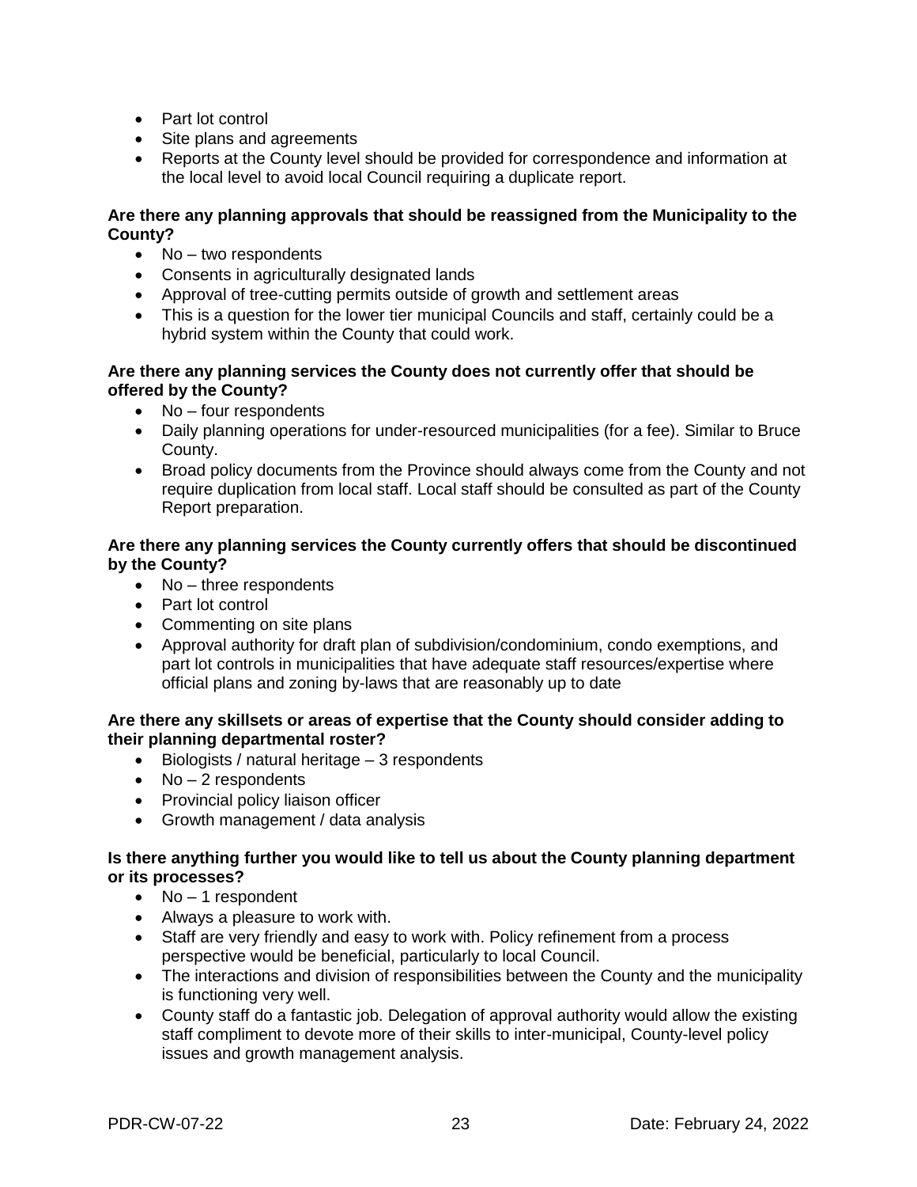- Part lot control
- Site plans and agreements
- Reports at the County level should be provided for correspondence and information at the local level to avoid local Council requiring a duplicate report.

**Are there any planning approvals that should be reassigned from the Municipality to the County?**

- No – two respondents
- Consents in agriculturally designated lands
- Approval of tree-cutting permits outside of growth and settlement areas
- This is a question for the lower tier municipal Councils and staff, certainly could be a hybrid system within the County that could work.

**Are there any planning services the County does not currently offer that should be offered by the County?**

- No – four respondents
- Daily planning operations for under-resourced municipalities (for a fee). Similar to Bruce County.
- Broad policy documents from the Province should always come from the County and not require duplication from local staff. Local staff should be consulted as part of the County Report preparation.

**Are there any planning services the County currently offers that should be discontinued by the County?**

- No – three respondents
- Part lot control
- Commenting on site plans
- Approval authority for draft plan of subdivision/condominium, condo exemptions, and part lot controls in municipalities that have adequate staff resources/expertise where official plans and zoning by-laws that are reasonably up to date

**Are there any skillsets or areas of expertise that the County should consider adding to their planning departmental roster?**

- Biologists / natural heritage – 3 respondents
- No – 2 respondents
- Provincial policy liaison officer
- Growth management / data analysis

**Is there anything further you would like to tell us about the County planning department or its processes?**

- No – 1 respondent
- Always a pleasure to work with.
- Staff are very friendly and easy to work with. Policy refinement from a process perspective would be beneficial, particularly to local Council.
- The interactions and division of responsibilities between the County and the municipality is functioning very well.
- County staff do a fantastic job. Delegation of approval authority would allow the existing staff compliment to devote more of their skills to inter-municipal, County-level policy issues and growth management analysis.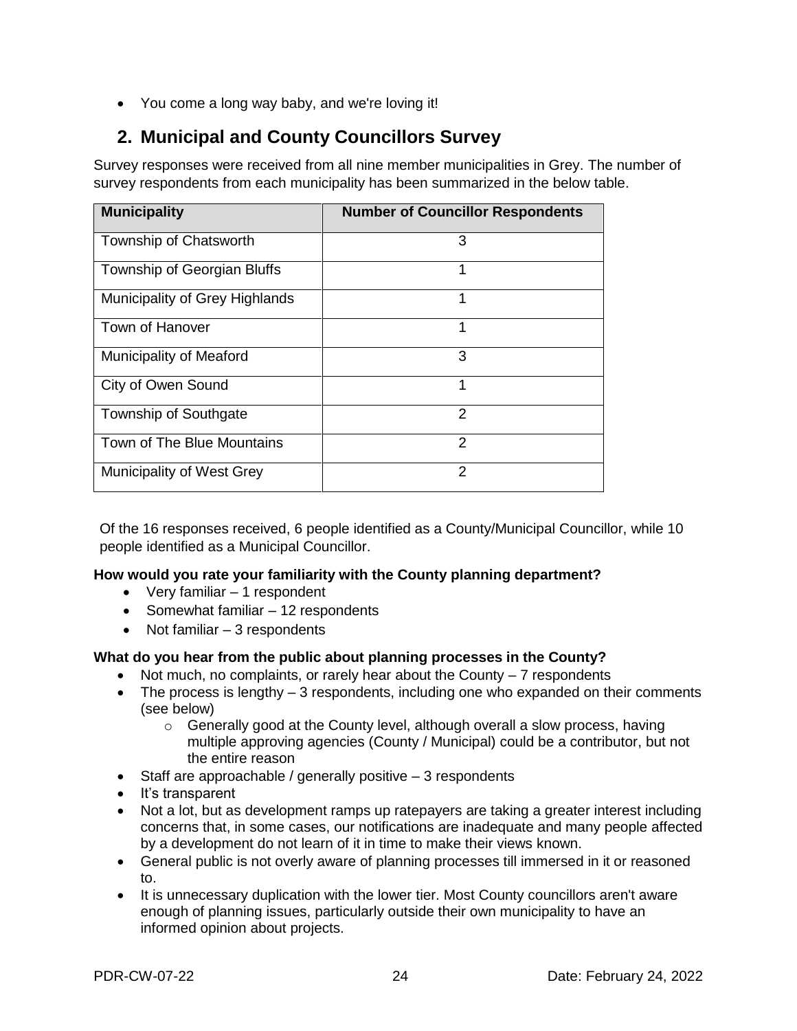- You come a long way baby, and we're loving it!

## 2. Municipal and County Councillors Survey

Survey responses were received from all nine member municipalities in Grey. The number of survey respondents from each municipality has been summarized in the below table.

| Municipality | Number of Councillor Respondents |
|---|---|
| Township of Chatsworth | 3 |
| Township of Georgian Bluffs | 1 |
| Municipality of Grey Highlands | 1 |
| Town of Hanover | 1 |
| Municipality of Meaford | 3 |
| City of Owen Sound | 1 |
| Township of Southgate | 2 |
| Town of The Blue Mountains | 2 |
| Municipality of West Grey | 2 |

Of the 16 responses received, 6 people identified as a County/Municipal Councillor, while 10 people identified as a Municipal Councillor.

**How would you rate your familiarity with the County planning department?**

- Very familiar – 1 respondent
- Somewhat familiar – 12 respondents
- Not familiar – 3 respondents

**What do you hear from the public about planning processes in the County?**

- Not much, no complaints, or rarely hear about the County – 7 respondents
- The process is lengthy – 3 respondents, including one who expanded on their comments (see below)
    - Generally good at the County level, although overall a slow process, having multiple approving agencies (County / Municipal) could be a contributor, but not the entire reason
- Staff are approachable / generally positive – 3 respondents
- It's transparent
- Not a lot, but as development ramps up ratepayers are taking a greater interest including concerns that, in some cases, our notifications are inadequate and many people affected by a development do not learn of it in time to make their views known.
- General public is not overly aware of planning processes till immersed in it or reasoned to.
- It is unnecessary duplication with the lower tier. Most County councillors aren't aware enough of planning issues, particularly outside their own municipality to have an informed opinion about projects.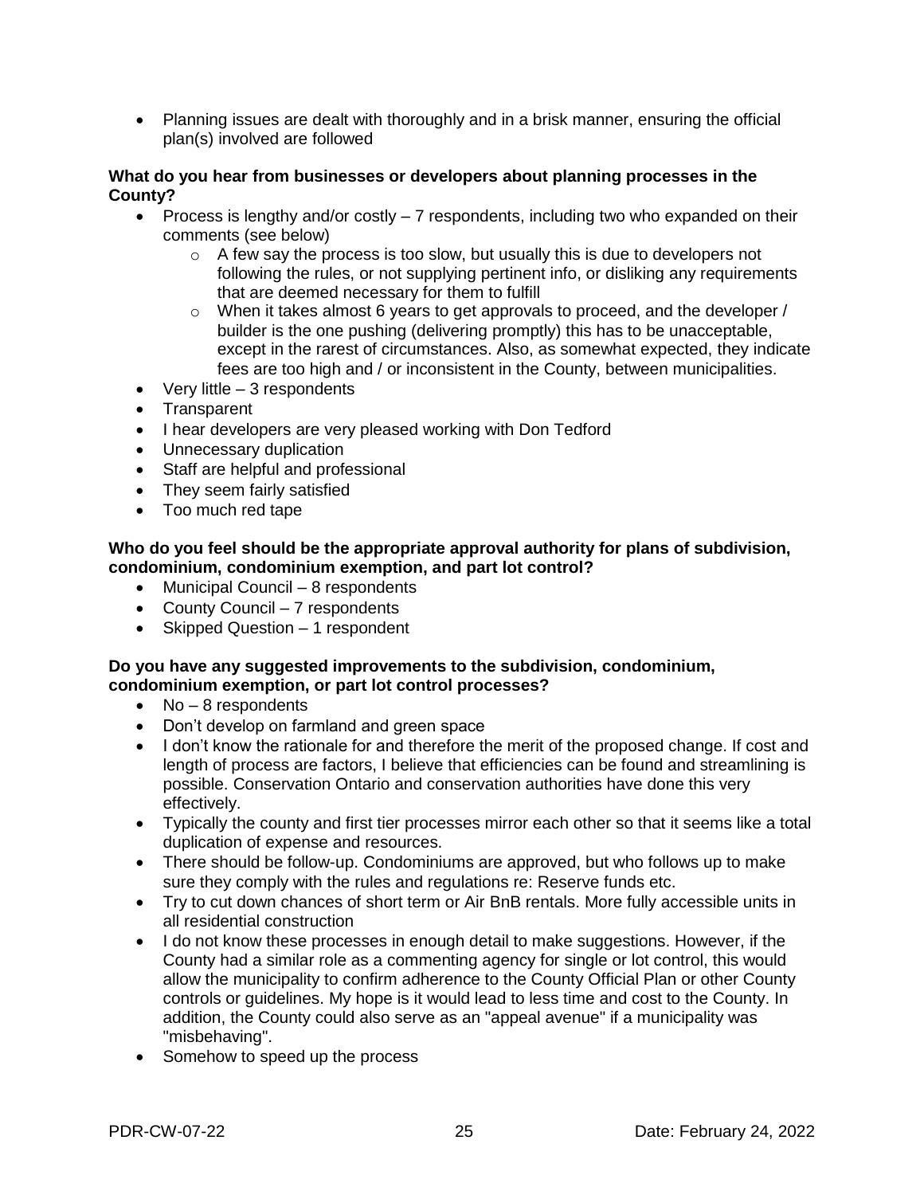- Planning issues are dealt with thoroughly and in a brisk manner, ensuring the official plan(s) involved are followed

**What do you hear from businesses or developers about planning processes in the County?**

- Process is lengthy and/or costly – 7 respondents, including two who expanded on their comments (see below)
  - A few say the process is too slow, but usually this is due to developers not following the rules, or not supplying pertinent info, or disliking any requirements that are deemed necessary for them to fulfill
  - When it takes almost 6 years to get approvals to proceed, and the developer / builder is the one pushing (delivering promptly) this has to be unacceptable, except in the rarest of circumstances. Also, as somewhat expected, they indicate fees are too high and / or inconsistent in the County, between municipalities.
- Very little – 3 respondents
- Transparent
- I hear developers are very pleased working with Don Tedford
- Unnecessary duplication
- Staff are helpful and professional
- They seem fairly satisfied
- Too much red tape

**Who do you feel should be the appropriate approval authority for plans of subdivision, condominium, condominium exemption, and part lot control?**

- Municipal Council – 8 respondents
- County Council – 7 respondents
- Skipped Question – 1 respondent

**Do you have any suggested improvements to the subdivision, condominium, condominium exemption, or part lot control processes?**

- No – 8 respondents
- Don't develop on farmland and green space
- I don't know the rationale for and therefore the merit of the proposed change. If cost and length of process are factors, I believe that efficiencies can be found and streamlining is possible. Conservation Ontario and conservation authorities have done this very effectively.
- Typically the county and first tier processes mirror each other so that it seems like a total duplication of expense and resources.
- There should be follow-up. Condominiums are approved, but who follows up to make sure they comply with the rules and regulations re: Reserve funds etc.
- Try to cut down chances of short term or Air BnB rentals. More fully accessible units in all residential construction
- I do not know these processes in enough detail to make suggestions. However, if the County had a similar role as a commenting agency for single or lot control, this would allow the municipality to confirm adherence to the County Official Plan or other County controls or guidelines. My hope is it would lead to less time and cost to the County. In addition, the County could also serve as an "appeal avenue" if a municipality was "misbehaving".
- Somehow to speed up the process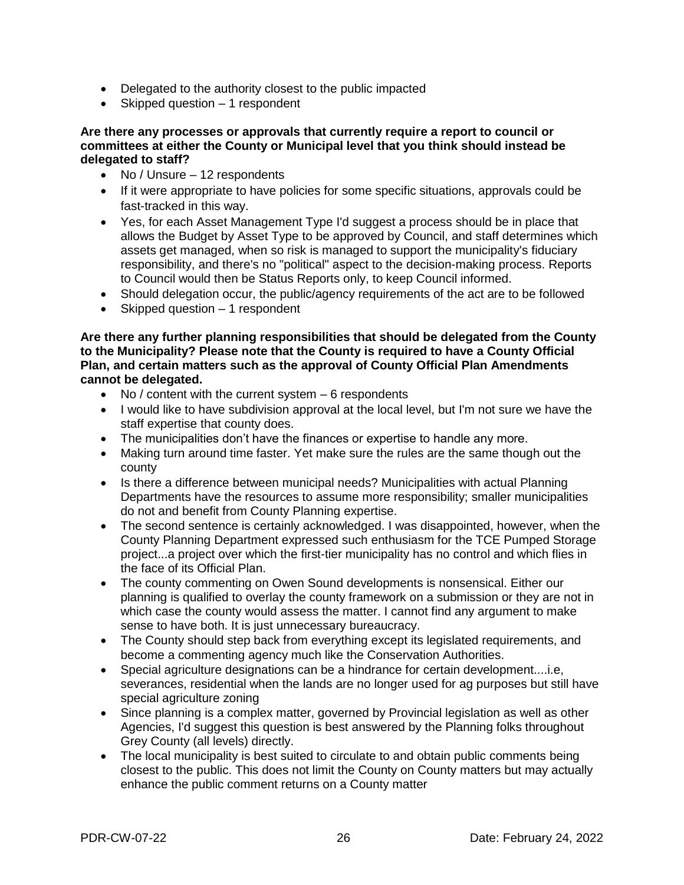- Delegated to the authority closest to the public impacted
- Skipped question – 1 respondent

**Are there any processes or approvals that currently require a report to council or committees at either the County or Municipal level that you think should instead be delegated to staff?**

- No / Unsure – 12 respondents
- If it were appropriate to have policies for some specific situations, approvals could be fast-tracked in this way.
- Yes, for each Asset Management Type I'd suggest a process should be in place that allows the Budget by Asset Type to be approved by Council, and staff determines which assets get managed, when so risk is managed to support the municipality's fiduciary responsibility, and there's no "political" aspect to the decision-making process. Reports to Council would then be Status Reports only, to keep Council informed.
- Should delegation occur, the public/agency requirements of the act are to be followed
- Skipped question – 1 respondent

**Are there any further planning responsibilities that should be delegated from the County to the Municipality? Please note that the County is required to have a County Official Plan, and certain matters such as the approval of County Official Plan Amendments cannot be delegated.**

- No / content with the current system – 6 respondents
- I would like to have subdivision approval at the local level, but I'm not sure we have the staff expertise that county does.
- The municipalities don't have the finances or expertise to handle any more.
- Making turn around time faster. Yet make sure the rules are the same though out the county
- Is there a difference between municipal needs? Municipalities with actual Planning Departments have the resources to assume more responsibility; smaller municipalities do not and benefit from County Planning expertise.
- The second sentence is certainly acknowledged. I was disappointed, however, when the County Planning Department expressed such enthusiasm for the TCE Pumped Storage project...a project over which the first-tier municipality has no control and which flies in the face of its Official Plan.
- The county commenting on Owen Sound developments is nonsensical. Either our planning is qualified to overlay the county framework on a submission or they are not in which case the county would assess the matter. I cannot find any argument to make sense to have both. It is just unnecessary bureaucracy.
- The County should step back from everything except its legislated requirements, and become a commenting agency much like the Conservation Authorities.
- Special agriculture designations can be a hindrance for certain development....i.e, severances, residential when the lands are no longer used for ag purposes but still have special agriculture zoning
- Since planning is a complex matter, governed by Provincial legislation as well as other Agencies, I'd suggest this question is best answered by the Planning folks throughout Grey County (all levels) directly.
- The local municipality is best suited to circulate to and obtain public comments being closest to the public. This does not limit the County on County matters but may actually enhance the public comment returns on a County matter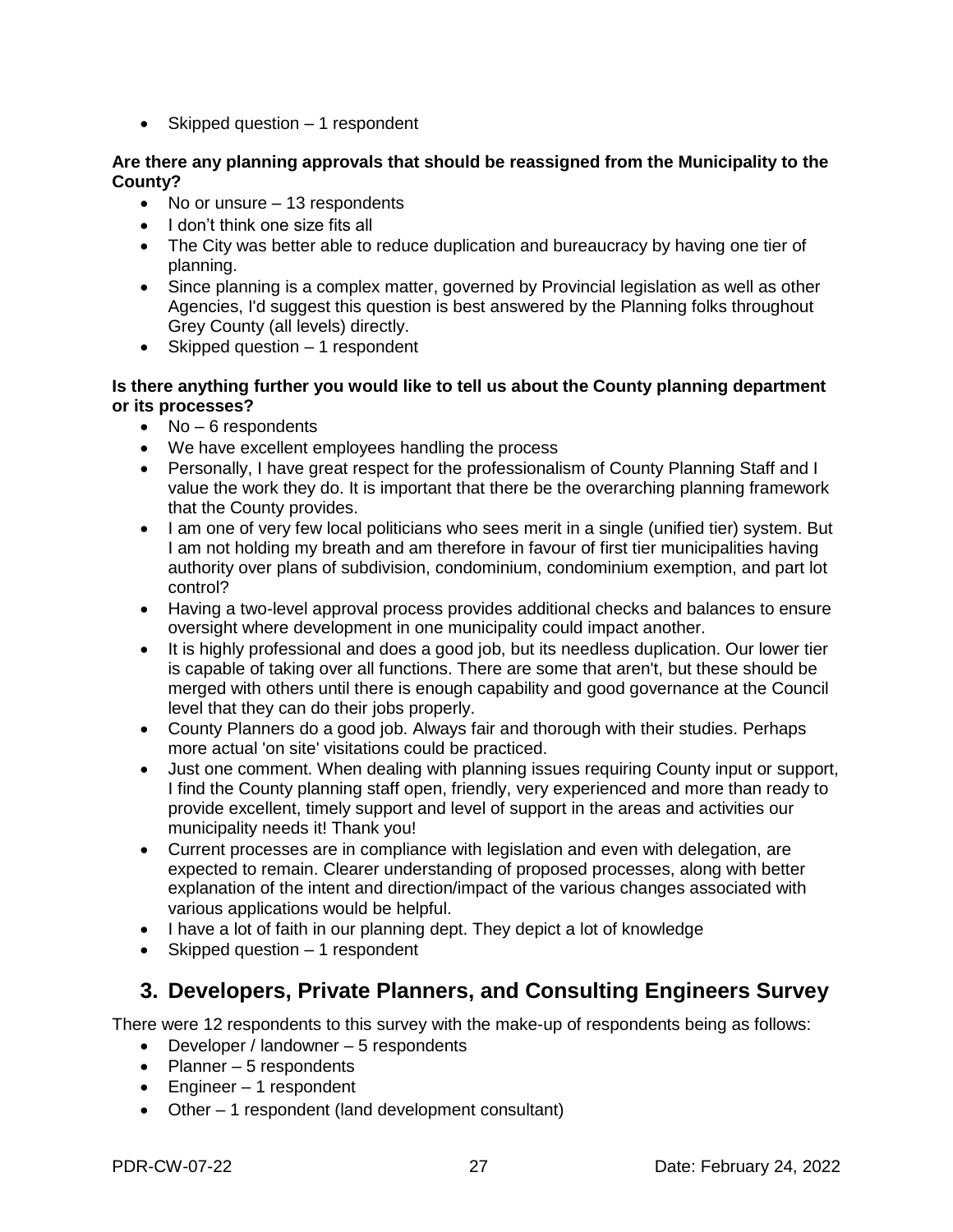- Skipped question – 1 respondent

**Are there any planning approvals that should be reassigned from the Municipality to the County?**

- No or unsure – 13 respondents
- I don't think one size fits all
- The City was better able to reduce duplication and bureaucracy by having one tier of planning.
- Since planning is a complex matter, governed by Provincial legislation as well as other Agencies, I'd suggest this question is best answered by the Planning folks throughout Grey County (all levels) directly.
- Skipped question – 1 respondent

**Is there anything further you would like to tell us about the County planning department or its processes?**

- No – 6 respondents
- We have excellent employees handling the process
- Personally, I have great respect for the professionalism of County Planning Staff and I value the work they do. It is important that there be the overarching planning framework that the County provides.
- I am one of very few local politicians who sees merit in a single (unified tier) system. But I am not holding my breath and am therefore in favour of first tier municipalities having authority over plans of subdivision, condominium, condominium exemption, and part lot control?
- Having a two-level approval process provides additional checks and balances to ensure oversight where development in one municipality could impact another.
- It is highly professional and does a good job, but its needless duplication. Our lower tier is capable of taking over all functions. There are some that aren't, but these should be merged with others until there is enough capability and good governance at the Council level that they can do their jobs properly.
- County Planners do a good job. Always fair and thorough with their studies. Perhaps more actual 'on site' visitations could be practiced.
- Just one comment. When dealing with planning issues requiring County input or support, I find the County planning staff open, friendly, very experienced and more than ready to provide excellent, timely support and level of support in the areas and activities our municipality needs it! Thank you!
- Current processes are in compliance with legislation and even with delegation, are expected to remain. Clearer understanding of proposed processes, along with better explanation of the intent and direction/impact of the various changes associated with various applications would be helpful.
- I have a lot of faith in our planning dept. They depict a lot of knowledge
- Skipped question – 1 respondent

## 3. Developers, Private Planners, and Consulting Engineers Survey

There were 12 respondents to this survey with the make-up of respondents being as follows:

- Developer / landowner – 5 respondents
- Planner – 5 respondents
- Engineer – 1 respondent
- Other – 1 respondent (land development consultant)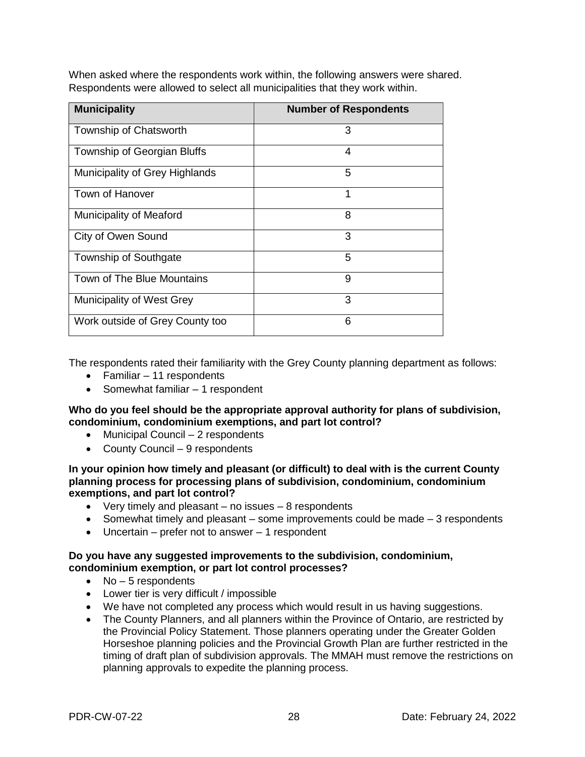When asked where the respondents work within, the following answers were shared. Respondents were allowed to select all municipalities that they work within.

| Municipality | Number of Respondents |
|---|---|
| Township of Chatsworth | 3 |
| Township of Georgian Bluffs | 4 |
| Municipality of Grey Highlands | 5 |
| Town of Hanover | 1 |
| Municipality of Meaford | 8 |
| City of Owen Sound | 3 |
| Township of Southgate | 5 |
| Town of The Blue Mountains | 9 |
| Municipality of West Grey | 3 |
| Work outside of Grey County too | 6 |

The respondents rated their familiarity with the Grey County planning department as follows:

- Familiar – 11 respondents
- Somewhat familiar – 1 respondent

**Who do you feel should be the appropriate approval authority for plans of subdivision, condominium, condominium exemptions, and part lot control?**

- Municipal Council – 2 respondents
- County Council – 9 respondents

**In your opinion how timely and pleasant (or difficult) to deal with is the current County planning process for processing plans of subdivision, condominium, condominium exemptions, and part lot control?**

- Very timely and pleasant – no issues – 8 respondents
- Somewhat timely and pleasant – some improvements could be made – 3 respondents
- Uncertain – prefer not to answer – 1 respondent

**Do you have any suggested improvements to the subdivision, condominium, condominium exemption, or part lot control processes?**

- No – 5 respondents
- Lower tier is very difficult / impossible
- We have not completed any process which would result in us having suggestions.
- The County Planners, and all planners within the Province of Ontario, are restricted by the Provincial Policy Statement. Those planners operating under the Greater Golden Horseshoe planning policies and the Provincial Growth Plan are further restricted in the timing of draft plan of subdivision approvals. The MMAH must remove the restrictions on planning approvals to expedite the planning process.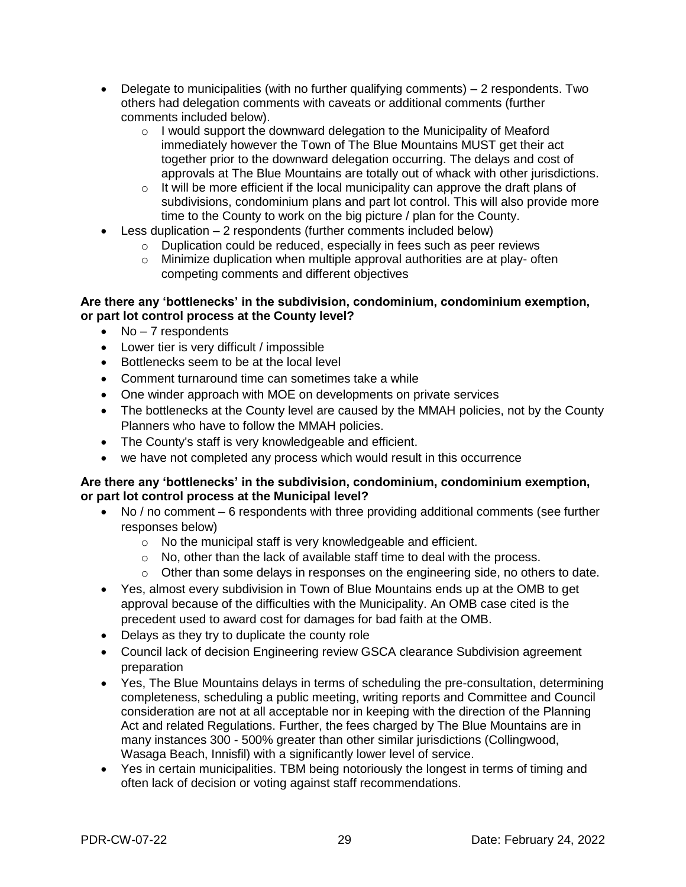- Delegate to municipalities (with no further qualifying comments) – 2 respondents. Two others had delegation comments with caveats or additional comments (further comments included below).
  - I would support the downward delegation to the Municipality of Meaford immediately however the Town of The Blue Mountains MUST get their act together prior to the downward delegation occurring. The delays and cost of approvals at The Blue Mountains are totally out of whack with other jurisdictions.
  - It will be more efficient if the local municipality can approve the draft plans of subdivisions, condominium plans and part lot control. This will also provide more time to the County to work on the big picture / plan for the County.
- Less duplication – 2 respondents (further comments included below)
  - Duplication could be reduced, especially in fees such as peer reviews
  - Minimize duplication when multiple approval authorities are at play- often competing comments and different objectives

**Are there any 'bottlenecks' in the subdivision, condominium, condominium exemption, or part lot control process at the County level?**

- No – 7 respondents
- Lower tier is very difficult / impossible
- Bottlenecks seem to be at the local level
- Comment turnaround time can sometimes take a while
- One winder approach with MOE on developments on private services
- The bottlenecks at the County level are caused by the MMAH policies, not by the County Planners who have to follow the MMAH policies.
- The County's staff is very knowledgeable and efficient.
- we have not completed any process which would result in this occurrence

**Are there any 'bottlenecks' in the subdivision, condominium, condominium exemption, or part lot control process at the Municipal level?**

- No / no comment – 6 respondents with three providing additional comments (see further responses below)
  - No the municipal staff is very knowledgeable and efficient.
  - No, other than the lack of available staff time to deal with the process.
  - Other than some delays in responses on the engineering side, no others to date.
- Yes, almost every subdivision in Town of Blue Mountains ends up at the OMB to get approval because of the difficulties with the Municipality. An OMB case cited is the precedent used to award cost for damages for bad faith at the OMB.
- Delays as they try to duplicate the county role
- Council lack of decision Engineering review GSCA clearance Subdivision agreement preparation
- Yes, The Blue Mountains delays in terms of scheduling the pre-consultation, determining completeness, scheduling a public meeting, writing reports and Committee and Council consideration are not at all acceptable nor in keeping with the direction of the Planning Act and related Regulations. Further, the fees charged by The Blue Mountains are in many instances 300 - 500% greater than other similar jurisdictions (Collingwood, Wasaga Beach, Innisfil) with a significantly lower level of service.
- Yes in certain municipalities. TBM being notoriously the longest in terms of timing and often lack of decision or voting against staff recommendations.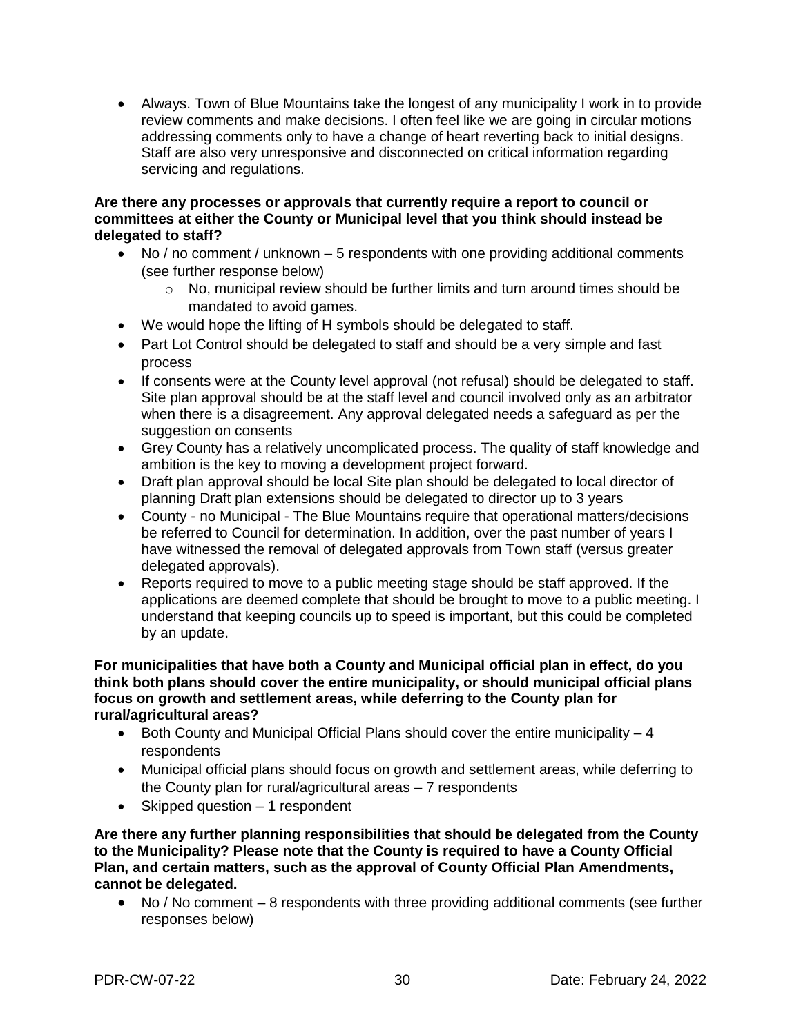- Always. Town of Blue Mountains take the longest of any municipality I work in to provide review comments and make decisions. I often feel like we are going in circular motions addressing comments only to have a change of heart reverting back to initial designs. Staff are also very unresponsive and disconnected on critical information regarding servicing and regulations.

**Are there any processes or approvals that currently require a report to council or committees at either the County or Municipal level that you think should instead be delegated to staff?**

- No / no comment / unknown – 5 respondents with one providing additional comments (see further response below)
  - No, municipal review should be further limits and turn around times should be mandated to avoid games.
- We would hope the lifting of H symbols should be delegated to staff.
- Part Lot Control should be delegated to staff and should be a very simple and fast process
- If consents were at the County level approval (not refusal) should be delegated to staff. Site plan approval should be at the staff level and council involved only as an arbitrator when there is a disagreement. Any approval delegated needs a safeguard as per the suggestion on consents
- Grey County has a relatively uncomplicated process. The quality of staff knowledge and ambition is the key to moving a development project forward.
- Draft plan approval should be local Site plan should be delegated to local director of planning Draft plan extensions should be delegated to director up to 3 years
- County - no Municipal - The Blue Mountains require that operational matters/decisions be referred to Council for determination. In addition, over the past number of years I have witnessed the removal of delegated approvals from Town staff (versus greater delegated approvals).
- Reports required to move to a public meeting stage should be staff approved. If the applications are deemed complete that should be brought to move to a public meeting. I understand that keeping councils up to speed is important, but this could be completed by an update.

**For municipalities that have both a County and Municipal official plan in effect, do you think both plans should cover the entire municipality, or should municipal official plans focus on growth and settlement areas, while deferring to the County plan for rural/agricultural areas?**

- Both County and Municipal Official Plans should cover the entire municipality – 4 respondents
- Municipal official plans should focus on growth and settlement areas, while deferring to the County plan for rural/agricultural areas – 7 respondents
- Skipped question – 1 respondent

**Are there any further planning responsibilities that should be delegated from the County to the Municipality? Please note that the County is required to have a County Official Plan, and certain matters, such as the approval of County Official Plan Amendments, cannot be delegated.**

- No / No comment – 8 respondents with three providing additional comments (see further responses below)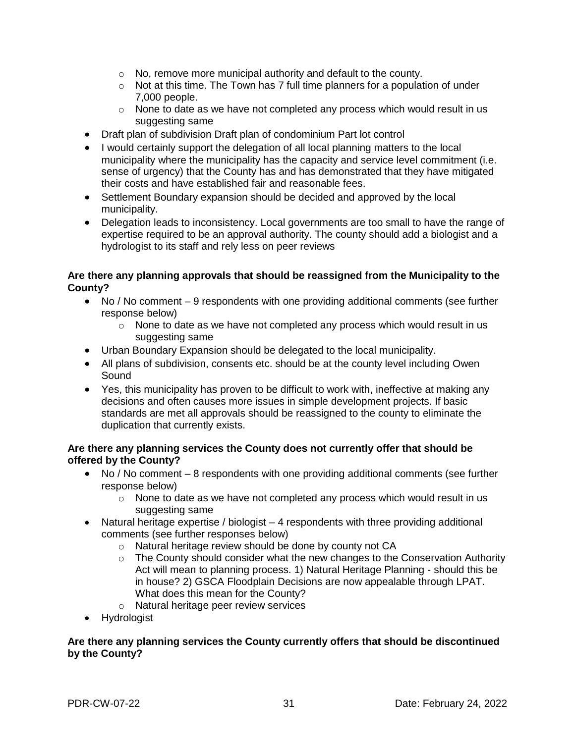- No, remove more municipal authority and default to the county.
  - Not at this time. The Town has 7 full time planners for a population of under 7,000 people.
  - None to date as we have not completed any process which would result in us suggesting same
- Draft plan of subdivision Draft plan of condominium Part lot control
- I would certainly support the delegation of all local planning matters to the local municipality where the municipality has the capacity and service level commitment (i.e. sense of urgency) that the County has and has demonstrated that they have mitigated their costs and have established fair and reasonable fees.
- Settlement Boundary expansion should be decided and approved by the local municipality.
- Delegation leads to inconsistency. Local governments are too small to have the range of expertise required to be an approval authority. The county should add a biologist and a hydrologist to its staff and rely less on peer reviews

**Are there any planning approvals that should be reassigned from the Municipality to the County?**

- No / No comment – 9 respondents with one providing additional comments (see further response below)
  - None to date as we have not completed any process which would result in us suggesting same
- Urban Boundary Expansion should be delegated to the local municipality.
- All plans of subdivision, consents etc. should be at the county level including Owen Sound
- Yes, this municipality has proven to be difficult to work with, ineffective at making any decisions and often causes more issues in simple development projects. If basic standards are met all approvals should be reassigned to the county to eliminate the duplication that currently exists.

**Are there any planning services the County does not currently offer that should be offered by the County?**

- No / No comment – 8 respondents with one providing additional comments (see further response below)
  - None to date as we have not completed any process which would result in us suggesting same
- Natural heritage expertise / biologist – 4 respondents with three providing additional comments (see further responses below)
  - Natural heritage review should be done by county not CA
  - The County should consider what the new changes to the Conservation Authority Act will mean to planning process. 1) Natural Heritage Planning - should this be in house? 2) GSCA Floodplain Decisions are now appealable through LPAT. What does this mean for the County?
  - Natural heritage peer review services
- Hydrologist

**Are there any planning services the County currently offers that should be discontinued by the County?**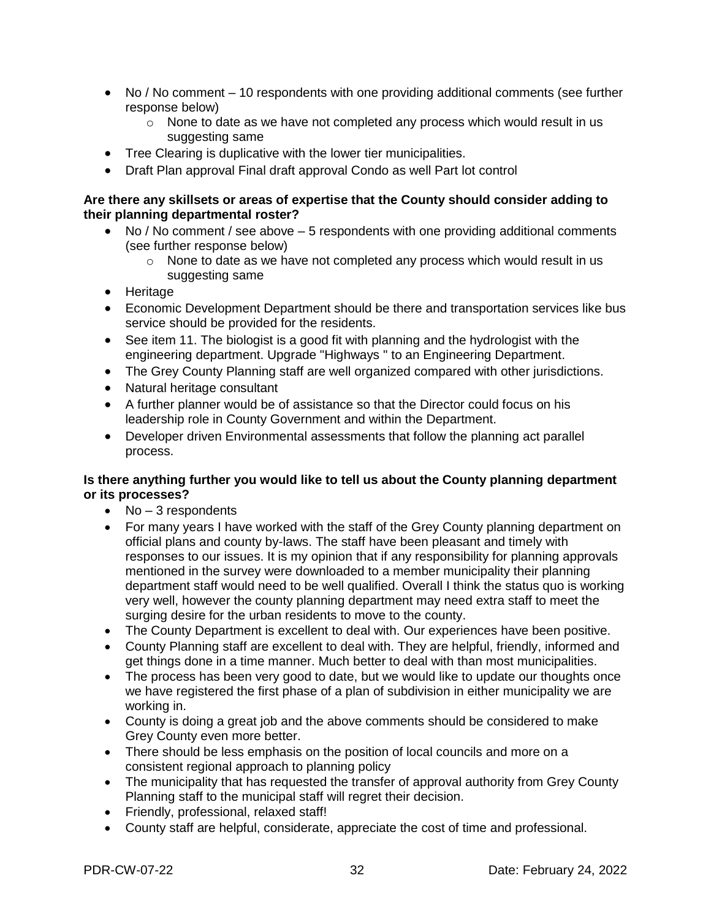- No / No comment – 10 respondents with one providing additional comments (see further response below)
    - None to date as we have not completed any process which would result in us suggesting same
- Tree Clearing is duplicative with the lower tier municipalities.
- Draft Plan approval Final draft approval Condo as well Part lot control

**Are there any skillsets or areas of expertise that the County should consider adding to their planning departmental roster?**

- No / No comment / see above – 5 respondents with one providing additional comments (see further response below)
    - None to date as we have not completed any process which would result in us suggesting same
- Heritage
- Economic Development Department should be there and transportation services like bus service should be provided for the residents.
- See item 11. The biologist is a good fit with planning and the hydrologist with the engineering department. Upgrade "Highways " to an Engineering Department.
- The Grey County Planning staff are well organized compared with other jurisdictions.
- Natural heritage consultant
- A further planner would be of assistance so that the Director could focus on his leadership role in County Government and within the Department.
- Developer driven Environmental assessments that follow the planning act parallel process.

**Is there anything further you would like to tell us about the County planning department or its processes?**

- No – 3 respondents
- For many years I have worked with the staff of the Grey County planning department on official plans and county by-laws. The staff have been pleasant and timely with responses to our issues. It is my opinion that if any responsibility for planning approvals mentioned in the survey were downloaded to a member municipality their planning department staff would need to be well qualified. Overall I think the status quo is working very well, however the county planning department may need extra staff to meet the surging desire for the urban residents to move to the county.
- The County Department is excellent to deal with. Our experiences have been positive.
- County Planning staff are excellent to deal with. They are helpful, friendly, informed and get things done in a time manner. Much better to deal with than most municipalities.
- The process has been very good to date, but we would like to update our thoughts once we have registered the first phase of a plan of subdivision in either municipality we are working in.
- County is doing a great job and the above comments should be considered to make Grey County even more better.
- There should be less emphasis on the position of local councils and more on a consistent regional approach to planning policy
- The municipality that has requested the transfer of approval authority from Grey County Planning staff to the municipal staff will regret their decision.
- Friendly, professional, relaxed staff!
- County staff are helpful, considerate, appreciate the cost of time and professional.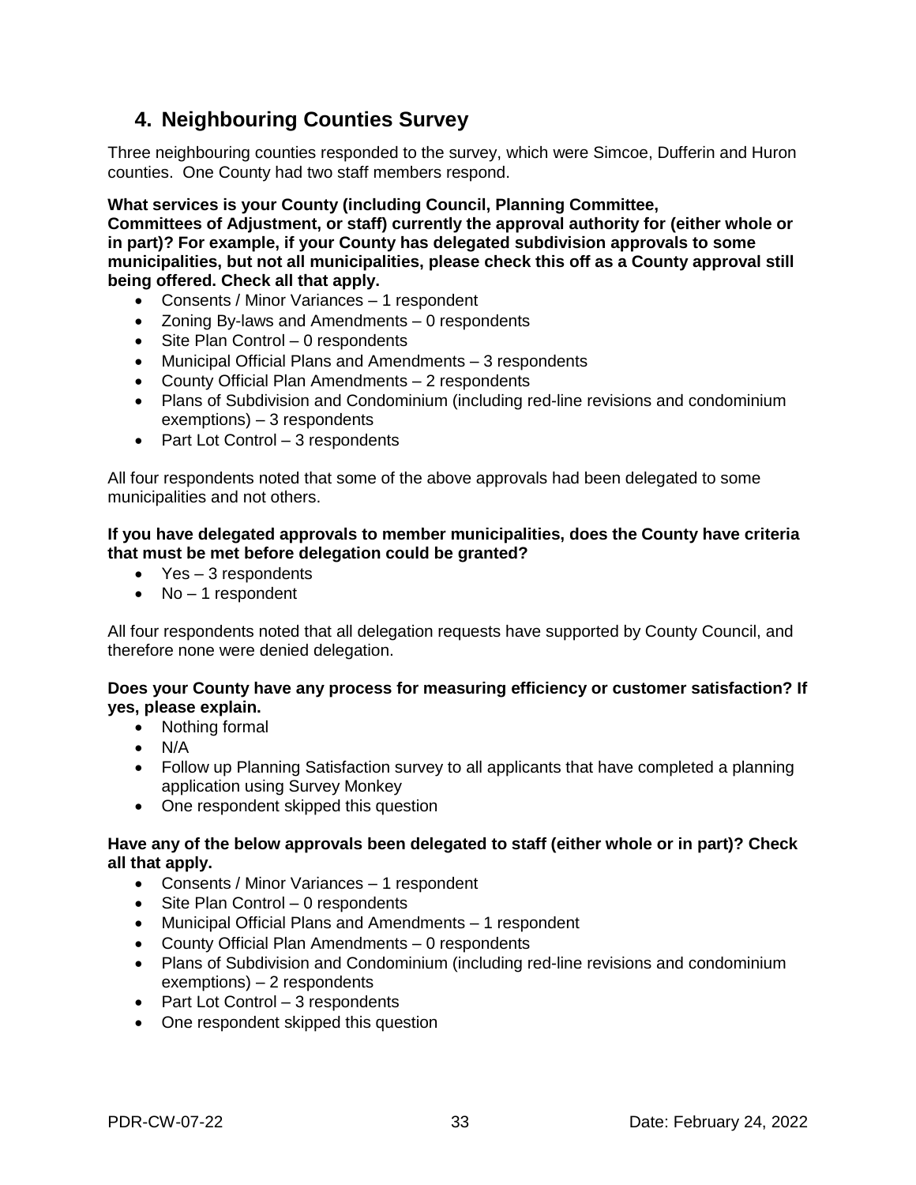## 4. Neighbouring Counties Survey

Three neighbouring counties responded to the survey, which were Simcoe, Dufferin and Huron counties. One County had two staff members respond.

**What services is your County (including Council, Planning Committee, Committees of Adjustment, or staff) currently the approval authority for (either whole or in part)? For example, if your County has delegated subdivision approvals to some municipalities, but not all municipalities, please check this off as a County approval still being offered. Check all that apply.**

- Consents / Minor Variances – 1 respondent
- Zoning By-laws and Amendments – 0 respondents
- Site Plan Control – 0 respondents
- Municipal Official Plans and Amendments – 3 respondents
- County Official Plan Amendments – 2 respondents
- Plans of Subdivision and Condominium (including red-line revisions and condominium exemptions) – 3 respondents
- Part Lot Control – 3 respondents

All four respondents noted that some of the above approvals had been delegated to some municipalities and not others.

**If you have delegated approvals to member municipalities, does the County have criteria that must be met before delegation could be granted?**

- Yes – 3 respondents
- No – 1 respondent

All four respondents noted that all delegation requests have supported by County Council, and therefore none were denied delegation.

**Does your County have any process for measuring efficiency or customer satisfaction? If yes, please explain.**

- Nothing formal
- N/A
- Follow up Planning Satisfaction survey to all applicants that have completed a planning application using Survey Monkey
- One respondent skipped this question

**Have any of the below approvals been delegated to staff (either whole or in part)? Check all that apply.**

- Consents / Minor Variances – 1 respondent
- Site Plan Control – 0 respondents
- Municipal Official Plans and Amendments – 1 respondent
- County Official Plan Amendments – 0 respondents
- Plans of Subdivision and Condominium (including red-line revisions and condominium exemptions) – 2 respondents
- Part Lot Control – 3 respondents
- One respondent skipped this question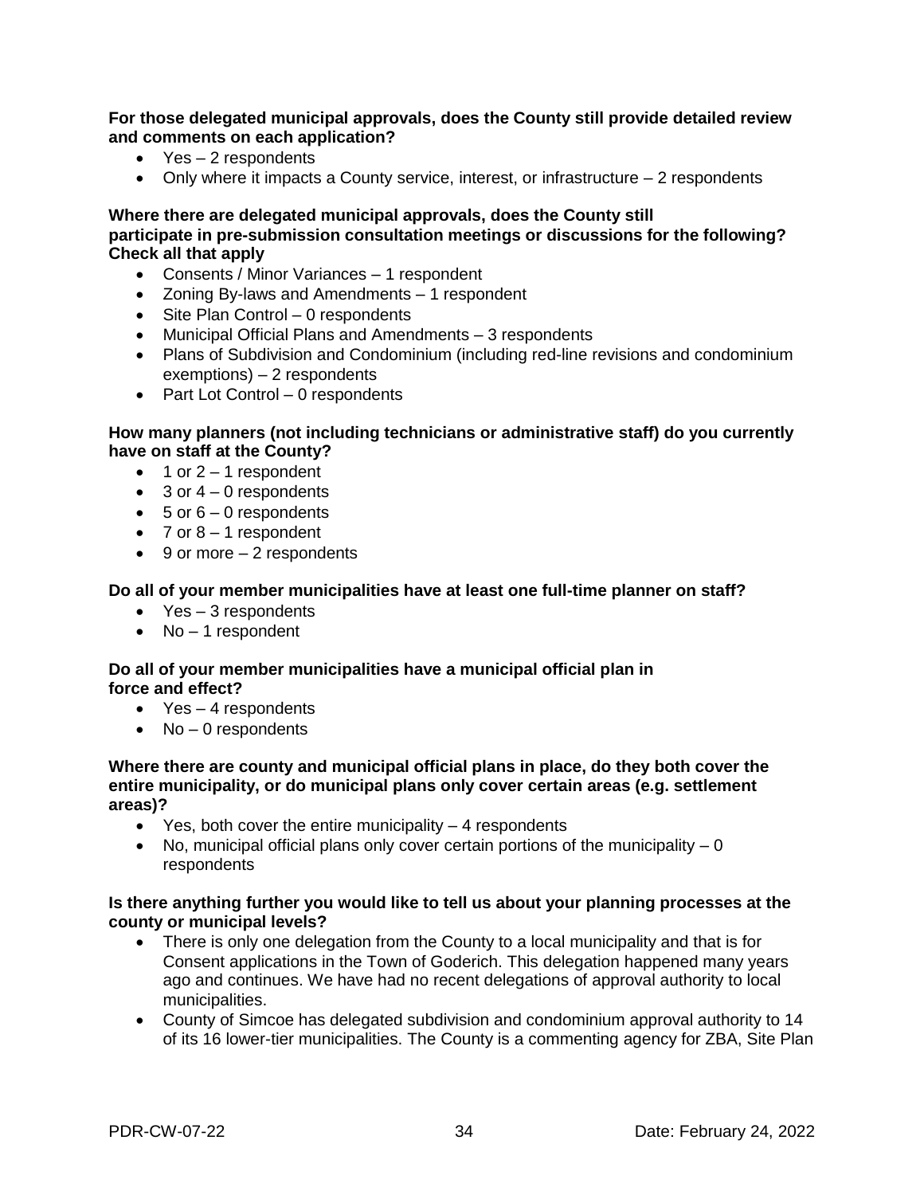**For those delegated municipal approvals, does the County still provide detailed review and comments on each application?**

- Yes – 2 respondents
- Only where it impacts a County service, interest, or infrastructure – 2 respondents

**Where there are delegated municipal approvals, does the County still participate in pre-submission consultation meetings or discussions for the following? Check all that apply**

- Consents / Minor Variances – 1 respondent
- Zoning By-laws and Amendments – 1 respondent
- Site Plan Control – 0 respondents
- Municipal Official Plans and Amendments – 3 respondents
- Plans of Subdivision and Condominium (including red-line revisions and condominium exemptions) – 2 respondents
- Part Lot Control – 0 respondents

**How many planners (not including technicians or administrative staff) do you currently have on staff at the County?**

- 1 or 2 – 1 respondent
- 3 or 4 – 0 respondents
- 5 or 6 – 0 respondents
- 7 or 8 – 1 respondent
- 9 or more – 2 respondents

**Do all of your member municipalities have at least one full-time planner on staff?**

- Yes – 3 respondents
- No – 1 respondent

**Do all of your member municipalities have a municipal official plan in force and effect?**

- Yes – 4 respondents
- No – 0 respondents

**Where there are county and municipal official plans in place, do they both cover the entire municipality, or do municipal plans only cover certain areas (e.g. settlement areas)?**

- Yes, both cover the entire municipality – 4 respondents
- No, municipal official plans only cover certain portions of the municipality – 0 respondents

**Is there anything further you would like to tell us about your planning processes at the county or municipal levels?**

- There is only one delegation from the County to a local municipality and that is for Consent applications in the Town of Goderich. This delegation happened many years ago and continues. We have had no recent delegations of approval authority to local municipalities.
- County of Simcoe has delegated subdivision and condominium approval authority to 14 of its 16 lower-tier municipalities. The County is a commenting agency for ZBA, Site Plan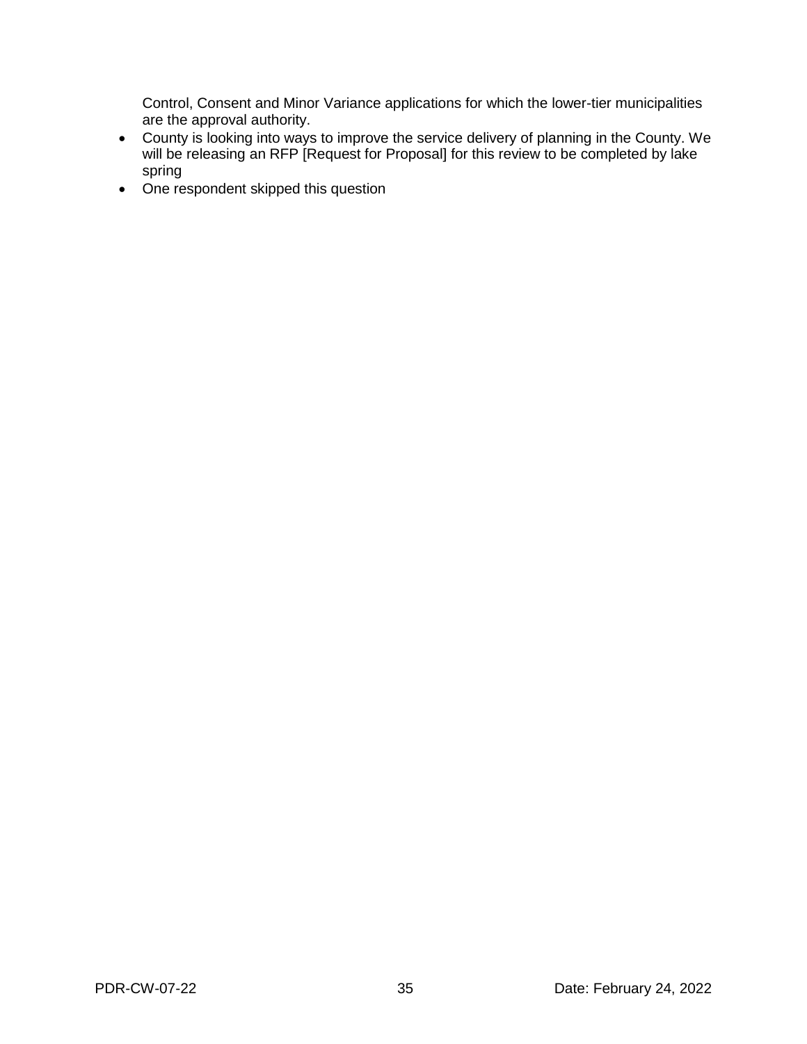Control, Consent and Minor Variance applications for which the lower-tier municipalities are the approval authority.

- County is looking into ways to improve the service delivery of planning in the County. We will be releasing an RFP [Request for Proposal] for this review to be completed by lake spring
- One respondent skipped this question